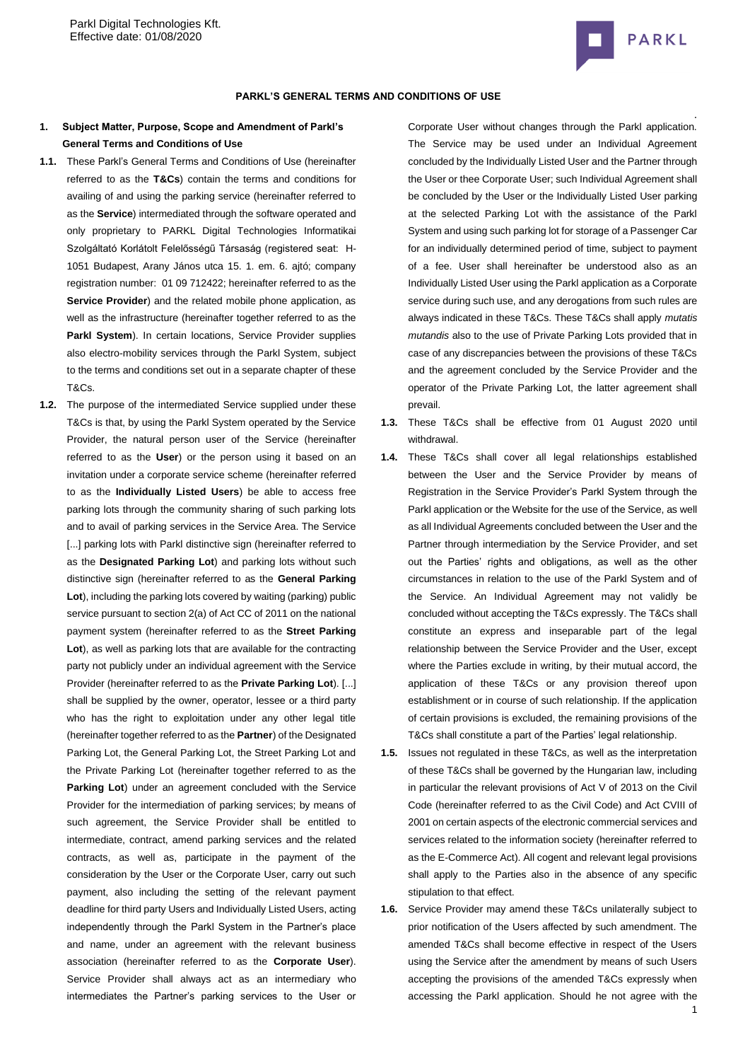## PARKL'S GENERAL TERMS AND CONDITIONS OF USE

**1. Subject Matter, Purpose, Scope and Amendment of Parkl's General Terms and Conditions of Use**

**1.1.** These Parkl's General Terms and Conditions of Use (hereinafter referred to as the **T&Cs**) contain the terms and conditions for availing of and using the parking service (hereinafter referred to as the **Service**) intermediated through the software operated and only proprietary to PARKL Digital Technologies Informatikai Szolgáltató Korlátolt Felelősségű Társaság (registered seat: H-1051 Budapest, Arany János utca 15. 1. em. 6. ajtó; company registration number: 01 09 712422; hereinafter referred to as the **Service Provider**) and the related mobile phone application, as well as the infrastructure (hereinafter together referred to as the **Parkl System**). In certain locations, Service Provider supplies also electro-mobility services through the Parkl System, subject to the terms and conditions set out in a separate chapter of these T&Cs.

**1.2.** The purpose of the intermediated Service supplied under these T&Cs is that, by using the Parkl System operated by the Service Provider, the natural person user of the Service (hereinafter referred to as the **User**) or the person using it based on an invitation under a corporate service scheme (hereinafter referred to as the **Individually Listed Users**) be able to access free parking lots through the community sharing of such parking lots and to avail of parking services in the Service Area. The Service [...] parking lots with Parkl distinctive sign (hereinafter referred to as the **Designated Parking Lot**) and parking lots without such distinctive sign (hereinafter referred to as the **General Parking Lot**), including the parking lots covered by waiting (parking) public service pursuant to section 2(a) of Act CC of 2011 on the national payment system (hereinafter referred to as the **Street Parking Lot**), as well as parking lots that are available for the contracting party not publicly under an individual agreement with the Service Provider (hereinafter referred to as the **Private Parking Lot**). [...] shall be supplied by the owner, operator, lessee or any other legal title who has the right to exploitation under any other legal title (hereinafter together referred to as the **Partner**) of the Designated Parking Lot, the General Parking Lot, the Street Parking Lot and the Private Parking Lot (hereinafter together referred to as the **Parking Lot**) under an agreement concluded with the Service Provider for the intermediation of parking services; by means of such agreement, the Service Provider shall be entitled to intermediate, contract, amend parking services and the related contracts, as well as, participate in the payment of the consideration by the User or the Corporate User, carry out such payment, also including the setting of the relevant payment deadline for third party Users and Individually Listed Users, acting independently through the Parkl System in the Partner's place and name, under an agreement with the relevant business association (hereinafter referred to as the **Corporate User**). Service Provider shall always act as an intermediary who intermediates the Partner's parking services to the User or Corporate User without changes through the Parkl application. The Service may be used under an Individual Agreement concluded by the Individually Listed User and the Partner through the User or thee Corporate User; such Individual Agreement shall be concluded by the User or the Individually Listed User parking at the selected Parking Lot with the assistance of the Parkl System and using such parking lot for storage of a Passenger Car for an individually determined period of time, subject to payment of a fee. User shall hereinafter be understood also as an Individually Listed User using the Parkl application as a Corporate service during such use, and any derogations from such rules are always indicated in these T&Cs. These T&Cs shall apply *mutatis mutandis* also to the use of Private Parking Lots provided that in case of any discrepancies between the provisions of these T&Cs and the agreement concluded by the Service Provider and the operator of the Private Parking Lot, the latter agreement shall prevail.

**1.3.** These T&Cs shall be effective from 01 August 2020 until withdrawal.

**1.4.** These T&Cs shall cover all legal relationships established between the User and the Service Provider by means of Registration in the Service Provider's Parkl System through the Parkl application or the Website for the use of the Service, as well as all Individual Agreements concluded between the User and the Partner through intermediation by the Service Provider, and set out the Parties' rights and obligations, as well as the other circumstances in relation to the use of the Parkl System and of the Service. An Individual Agreement may not validly be concluded without accepting the T&Cs expressly. The T&Cs shall constitute an express and inseparable part of the legal relationship between the Service Provider and the User, except where the Parties exclude in writing, by their mutual accord, the application of these T&Cs or any provision thereof upon establishment or in course of such relationship. If the application of certain provisions is excluded, the remaining provisions of the T&Cs shall constitute a part of the Parties' legal relationship.

**1.5.** Issues not regulated in these T&Cs, as well as the interpretation of these T&Cs shall be governed by the Hungarian law, including in particular the relevant provisions of Act V of 2013 on the Civil Code (hereinafter referred to as the Civil Code) and Act CVIII of 2001 on certain aspects of the electronic commercial services and services related to the information society (hereinafter referred to as the E-Commerce Act). All cogent and relevant legal provisions shall apply to the Parties also in the absence of any specific stipulation to that effect.

**1.6.** Service Provider may amend these T&Cs unilaterally subject to prior notification of the Users affected by such amendment. The amended T&Cs shall become effective in respect of the Users using the Service after the amendment by means of such Users accepting the provisions of the amended T&Cs expressly when accessing the Parkl application. Should he not agree with the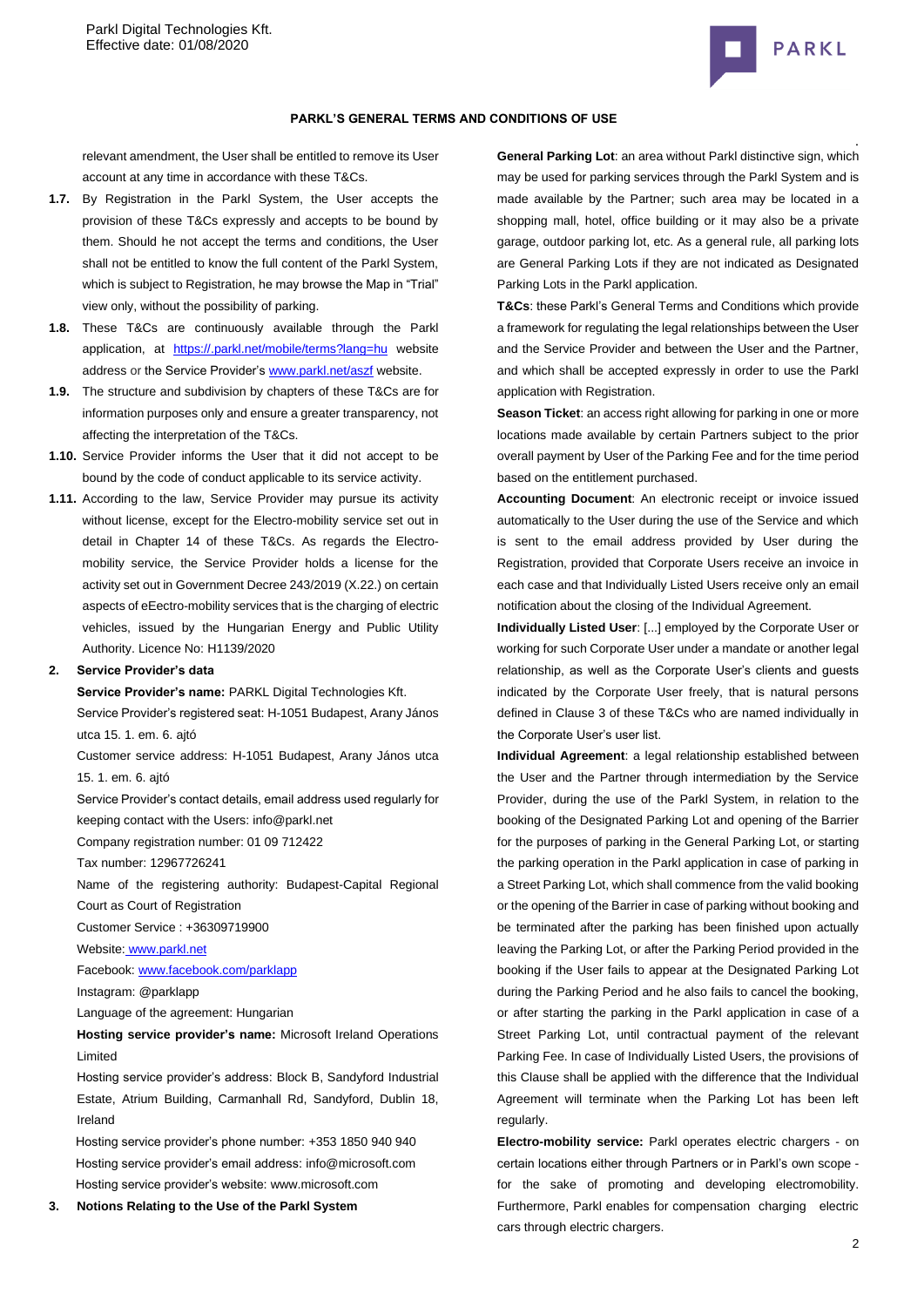relevant amendment, the User shall be entitled to remove its User account at any time in accordance with these T&Cs.

**1.7.** By Registration in the Parkl System, the User accepts the provision of these T&Cs expressly and accepts to be bound by them. Should he not accept the terms and conditions, the User shall not be entitled to know the full content of the Parkl System, which is subject to Registration, he may browse the Map in "Trial" view only, without the possibility of parking.

**1.8.** These T&Cs are continuously available through the Parkl application, at https://.parkl.net/mobile/terms?lang=hu website address or the Service Provider's www.parkl.net/aszf website.

**1.9.** The structure and subdivision by chapters of these T&Cs are for information purposes only and ensure a greater transparency, not affecting the interpretation of the T&Cs.

**1.10.** Service Provider informs the User that it did not accept to be bound by the code of conduct applicable to its service activity.

**1.11.** According to the law, Service Provider may pursue its activity without license, except for the Electro-mobility service set out in detail in Chapter 14 of these T&Cs. As regards the Electro-mobility service, the Service Provider holds a license for the activity set out in Government Decree 243/2019 (X.22.) on certain aspects of eEectro-mobility services that is the charging of electric vehicles, issued by the Hungarian Energy and Public Utility Authority. Licence No: H1139/2020

## 2. Service Provider's data

**Service Provider's name:** PARKL Digital Technologies Kft.

Service Provider's registered seat: H-1051 Budapest, Arany János utca 15. 1. em. 6. ajtó

Customer service address: H-1051 Budapest, Arany János utca 15. 1. em. 6. ajtó

Service Provider's contact details, email address used regularly for keeping contact with the Users: info@parkl.net

Company registration number: 01 09 712422

Tax number: 12967726241

Name of the registering authority: Budapest-Capital Regional Court as Court of Registration

Customer Service : +36309719900

Website: www.parkl.net

Facebook: www.facebook.com/parklapp

Instagram: @parklapp

Language of the agreement: Hungarian

**Hosting service provider's name:** Microsoft Ireland Operations Limited

Hosting service provider's address: Block B, Sandyford Industrial Estate, Atrium Building, Carmanhall Rd, Sandyford, Dublin 18, Ireland

Hosting service provider's phone number: +353 1850 940 940

Hosting service provider's email address: info@microsoft.com

Hosting service provider's website: www.microsoft.com

## 3. Notions Relating to the Use of the Parkl System

**General Parking Lot**: an area without Parkl distinctive sign, which may be used for parking services through the Parkl System and is made available by the Partner; such area may be located in a shopping mall, hotel, office building or it may also be a private garage, outdoor parking lot, etc. As a general rule, all parking lots are General Parking Lots if they are not indicated as Designated Parking Lots in the Parkl application.

**T&Cs**: these Parkl's General Terms and Conditions which provide a framework for regulating the legal relationships between the User and the Service Provider and between the User and the Partner, and which shall be accepted expressly in order to use the Parkl application with Registration.

**Season Ticket**: an access right allowing for parking in one or more locations made available by certain Partners subject to the prior overall payment by User of the Parking Fee and for the time period based on the entitlement purchased.

**Accounting Document**: An electronic receipt or invoice issued automatically to the User during the use of the Service and which is sent to the email address provided by User during the Registration, provided that Corporate Users receive an invoice in each case and that Individually Listed Users receive only an email notification about the closing of the Individual Agreement.

**Individually Listed User**: [...] employed by the Corporate User or working for such Corporate User under a mandate or another legal relationship, as well as the Corporate User's clients and guests indicated by the Corporate User freely, that is natural persons defined in Clause 3 of these T&Cs who are named individually in the Corporate User's user list.

**Individual Agreement**: a legal relationship established between the User and the Partner through intermediation by the Service Provider, during the use of the Parkl System, in relation to the booking of the Designated Parking Lot and opening of the Barrier for the purposes of parking in the General Parking Lot, or starting the parking operation in the Parkl application in case of parking in a Street Parking Lot, which shall commence from the valid booking or the opening of the Barrier in case of parking without booking and be terminated after the parking has been finished upon actually leaving the Parking Lot, or after the Parking Period provided in the booking if the User fails to appear at the Designated Parking Lot during the Parking Period and he also fails to cancel the booking, or after starting the parking in the Parkl application in case of a Street Parking Lot, until contractual payment of the relevant Parking Fee. In case of Individually Listed Users, the provisions of this Clause shall be applied with the difference that the Individual Agreement will terminate when the Parking Lot has been left regularly.

**Electro-mobility service:** Parkl operates electric chargers - on certain locations either through Partners or in Parkl's own scope - for the sake of promoting and developing electromobility. Furthermore, Parkl enables for compensation charging electric cars through electric chargers.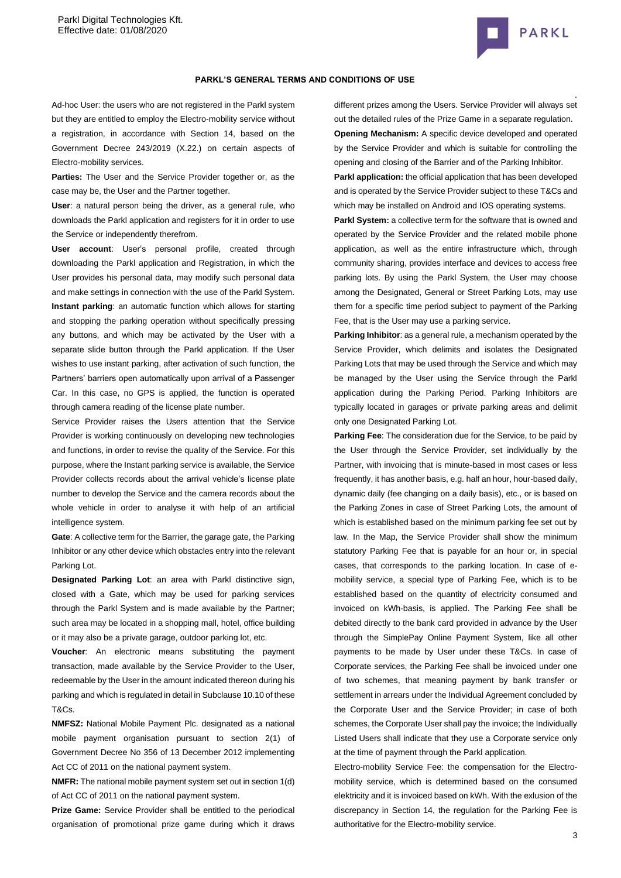Ad-hoc User: the users who are not registered in the Parkl system but they are entitled to employ the Electro-mobility service without a registration, in accordance with Section 14, based on the Government Decree 243/2019 (X.22.) on certain aspects of Electro-mobility services.

**Parties:** The User and the Service Provider together or, as the case may be, the User and the Partner together.

**User**: a natural person being the driver, as a general rule, who downloads the Parkl application and registers for it in order to use the Service or independently therefrom.

**User account**: User's personal profile, created through downloading the Parkl application and Registration, in which the User provides his personal data, may modify such personal data and make settings in connection with the use of the Parkl System.

**Instant parking**: an automatic function which allows for starting and stopping the parking operation without specifically pressing any buttons, and which may be activated by the User with a separate slide button through the Parkl application. If the User wishes to use instant parking, after activation of such function, the Partners' barriers open automatically upon arrival of a Passenger Car. In this case, no GPS is applied, the function is operated through camera reading of the license plate number.

Service Provider raises the Users attention that the Service Provider is working continuously on developing new technologies and functions, in order to revise the quality of the Service. For this purpose, where the Instant parking service is available, the Service Provider collects records about the arrival vehicle's license plate number to develop the Service and the camera records about the whole vehicle in order to analyse it with help of an artificial intelligence system.

**Gate**: A collective term for the Barrier, the garage gate, the Parking Inhibitor or any other device which obstacles entry into the relevant Parking Lot.

**Designated Parking Lot**: an area with Parkl distinctive sign, closed with a Gate, which may be used for parking services through the Parkl System and is made available by the Partner; such area may be located in a shopping mall, hotel, office building or it may also be a private garage, outdoor parking lot, etc.

**Voucher**: An electronic means substituting the payment transaction, made available by the Service Provider to the User, redeemable by the User in the amount indicated thereon during his parking and which is regulated in detail in Subclause 10.10 of these T&Cs.

**NMFSZ:** National Mobile Payment Plc. designated as a national mobile payment organisation pursuant to section 2(1) of Government Decree No 356 of 13 December 2012 implementing Act CC of 2011 on the national payment system.

**NMFR:** The national mobile payment system set out in section 1(d) of Act CC of 2011 on the national payment system.

**Prize Game:** Service Provider shall be entitled to the periodical organisation of promotional prize game during which it draws different prizes among the Users. Service Provider will always set out the detailed rules of the Prize Game in a separate regulation.

**Opening Mechanism:** A specific device developed and operated by the Service Provider and which is suitable for controlling the opening and closing of the Barrier and of the Parking Inhibitor.

**Parkl application:** the official application that has been developed and is operated by the Service Provider subject to these T&Cs and which may be installed on Android and IOS operating systems.

**Parkl System:** a collective term for the software that is owned and operated by the Service Provider and the related mobile phone application, as well as the entire infrastructure which, through community sharing, provides interface and devices to access free parking lots. By using the Parkl System, the User may choose among the Designated, General or Street Parking Lots, may use them for a specific time period subject to payment of the Parking Fee, that is the User may use a parking service.

**Parking Inhibitor**: as a general rule, a mechanism operated by the Service Provider, which delimits and isolates the Designated Parking Lots that may be used through the Service and which may be managed by the User using the Service through the Parkl application during the Parking Period. Parking Inhibitors are typically located in garages or private parking areas and delimit only one Designated Parking Lot.

**Parking Fee**: The consideration due for the Service, to be paid by the User through the Service Provider, set individually by the Partner, with invoicing that is minute-based in most cases or less frequently, it has another basis, e.g. half an hour, hour-based daily, dynamic daily (fee changing on a daily basis), etc., or is based on the Parking Zones in case of Street Parking Lots, the amount of which is established based on the minimum parking fee set out by law. In the Map, the Service Provider shall show the minimum statutory Parking Fee that is payable for an hour or, in special cases, that corresponds to the parking location. In case of e-mobility service, a special type of Parking Fee, which is to be established based on the quantity of electricity consumed and invoiced on kWh-basis, is applied. The Parking Fee shall be debited directly to the bank card provided in advance by the User through the SimplePay Online Payment System, like all other payments to be made by User under these T&Cs. In case of Corporate services, the Parking Fee shall be invoiced under one of two schemes, that meaning payment by bank transfer or settlement in arrears under the Individual Agreement concluded by the Corporate User and the Service Provider; in case of both schemes, the Corporate User shall pay the invoice; the Individually Listed Users shall indicate that they use a Corporate service only at the time of payment through the Parkl application.

Electro-mobility Service Fee: the compensation for the Electro-mobility service, which is determined based on the consumed elektricity and it is invoiced based on kWh. With the exlusion of the discrepancy in Section 14, the regulation for the Parking Fee is authoritative for the Electro-mobility service.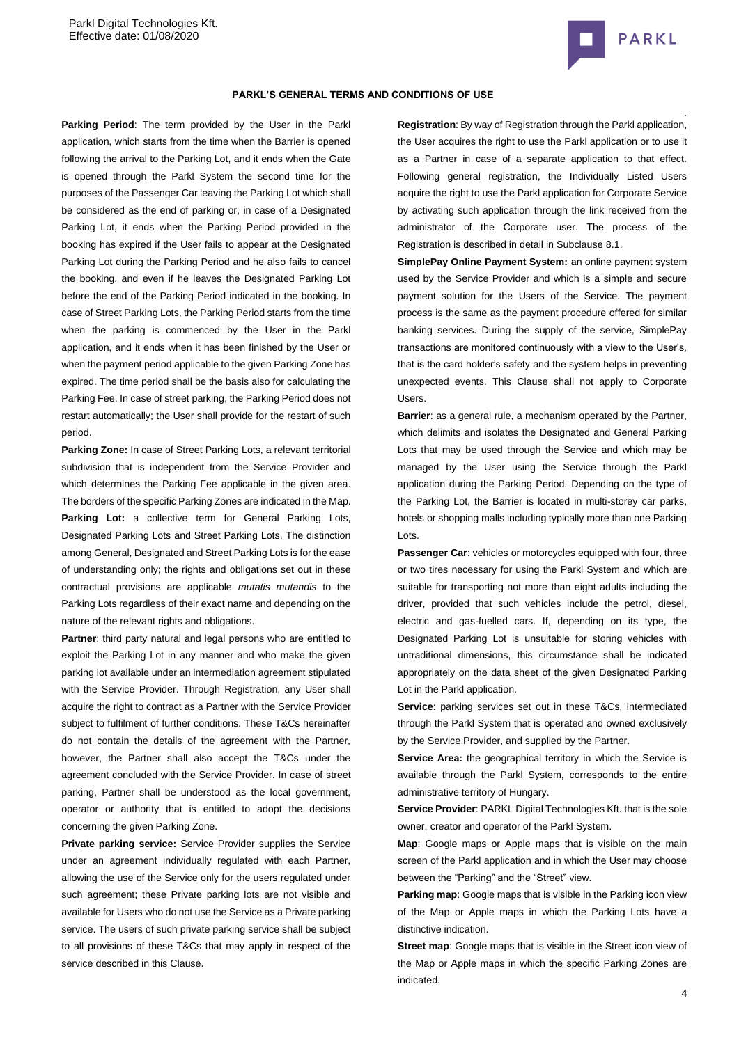**Parking Period**: The term provided by the User in the Parkl application, which starts from the time when the Barrier is opened following the arrival to the Parking Lot, and it ends when the Gate is opened through the Parkl System the second time for the purposes of the Passenger Car leaving the Parking Lot which shall be considered as the end of parking or, in case of a Designated Parking Lot, it ends when the Parking Period provided in the booking has expired if the User fails to appear at the Designated Parking Lot during the Parking Period and he also fails to cancel the booking, and even if he leaves the Designated Parking Lot before the end of the Parking Period indicated in the booking. In case of Street Parking Lots, the Parking Period starts from the time when the parking is commenced by the User in the Parkl application, and it ends when it has been finished by the User or when the payment period applicable to the given Parking Zone has expired. The time period shall be the basis also for calculating the Parking Fee. In case of street parking, the Parking Period does not restart automatically; the User shall provide for the restart of such period.

**Parking Zone:** In case of Street Parking Lots, a relevant territorial subdivision that is independent from the Service Provider and which determines the Parking Fee applicable in the given area. The borders of the specific Parking Zones are indicated in the Map.

**Parking Lot:** a collective term for General Parking Lots, Designated Parking Lots and Street Parking Lots. The distinction among General, Designated and Street Parking Lots is for the ease of understanding only; the rights and obligations set out in these contractual provisions are applicable *mutatis mutandis* to the Parking Lots regardless of their exact name and depending on the nature of the relevant rights and obligations.

**Partner**: third party natural and legal persons who are entitled to exploit the Parking Lot in any manner and who make the given parking lot available under an intermediation agreement stipulated with the Service Provider. Through Registration, any User shall acquire the right to contract as a Partner with the Service Provider subject to fulfilment of further conditions. These T&Cs hereinafter do not contain the details of the agreement with the Partner, however, the Partner shall also accept the T&Cs under the agreement concluded with the Service Provider. In case of street parking, Partner shall be understood as the local government, operator or authority that is entitled to adopt the decisions concerning the given Parking Zone.

**Private parking service:** Service Provider supplies the Service under an agreement individually regulated with each Partner, allowing the use of the Service only for the users regulated under such agreement; these Private parking lots are not visible and available for Users who do not use the Service as a Private parking service. The users of such private parking service shall be subject to all provisions of these T&Cs that may apply in respect of the service described in this Clause.

**Registration**: By way of Registration through the Parkl application, the User acquires the right to use the Parkl application or to use it as a Partner in case of a separate application to that effect. Following general registration, the Individually Listed Users acquire the right to use the Parkl application for Corporate Service by activating such application through the link received from the administrator of the Corporate user. The process of the Registration is described in detail in Subclause 8.1.

**SimplePay Online Payment System:** an online payment system used by the Service Provider and which is a simple and secure payment solution for the Users of the Service. The payment process is the same as the payment procedure offered for similar banking services. During the supply of the service, SimplePay transactions are monitored continuously with a view to the User's, that is the card holder's safety and the system helps in preventing unexpected events. This Clause shall not apply to Corporate Users.

**Barrier**: as a general rule, a mechanism operated by the Partner, which delimits and isolates the Designated and General Parking Lots that may be used through the Service and which may be managed by the User using the Service through the Parkl application during the Parking Period. Depending on the type of the Parking Lot, the Barrier is located in multi-storey car parks, hotels or shopping malls including typically more than one Parking Lots.

**Passenger Car**: vehicles or motorcycles equipped with four, three or two tires necessary for using the Parkl System and which are suitable for transporting not more than eight adults including the driver, provided that such vehicles include the petrol, diesel, electric and gas-fuelled cars. If, depending on its type, the Designated Parking Lot is unsuitable for storing vehicles with untraditional dimensions, this circumstance shall be indicated appropriately on the data sheet of the given Designated Parking Lot in the Parkl application.

**Service**: parking services set out in these T&Cs, intermediated through the Parkl System that is operated and owned exclusively by the Service Provider, and supplied by the Partner.

**Service Area:** the geographical territory in which the Service is available through the Parkl System, corresponds to the entire administrative territory of Hungary.

**Service Provider**: PARKL Digital Technologies Kft. that is the sole owner, creator and operator of the Parkl System.

**Map**: Google maps or Apple maps that is visible on the main screen of the Parkl application and in which the User may choose between the "Parking" and the "Street" view.

**Parking map**: Google maps that is visible in the Parking icon view of the Map or Apple maps in which the Parking Lots have a distinctive indication.

**Street map**: Google maps that is visible in the Street icon view of the Map or Apple maps in which the specific Parking Zones are indicated.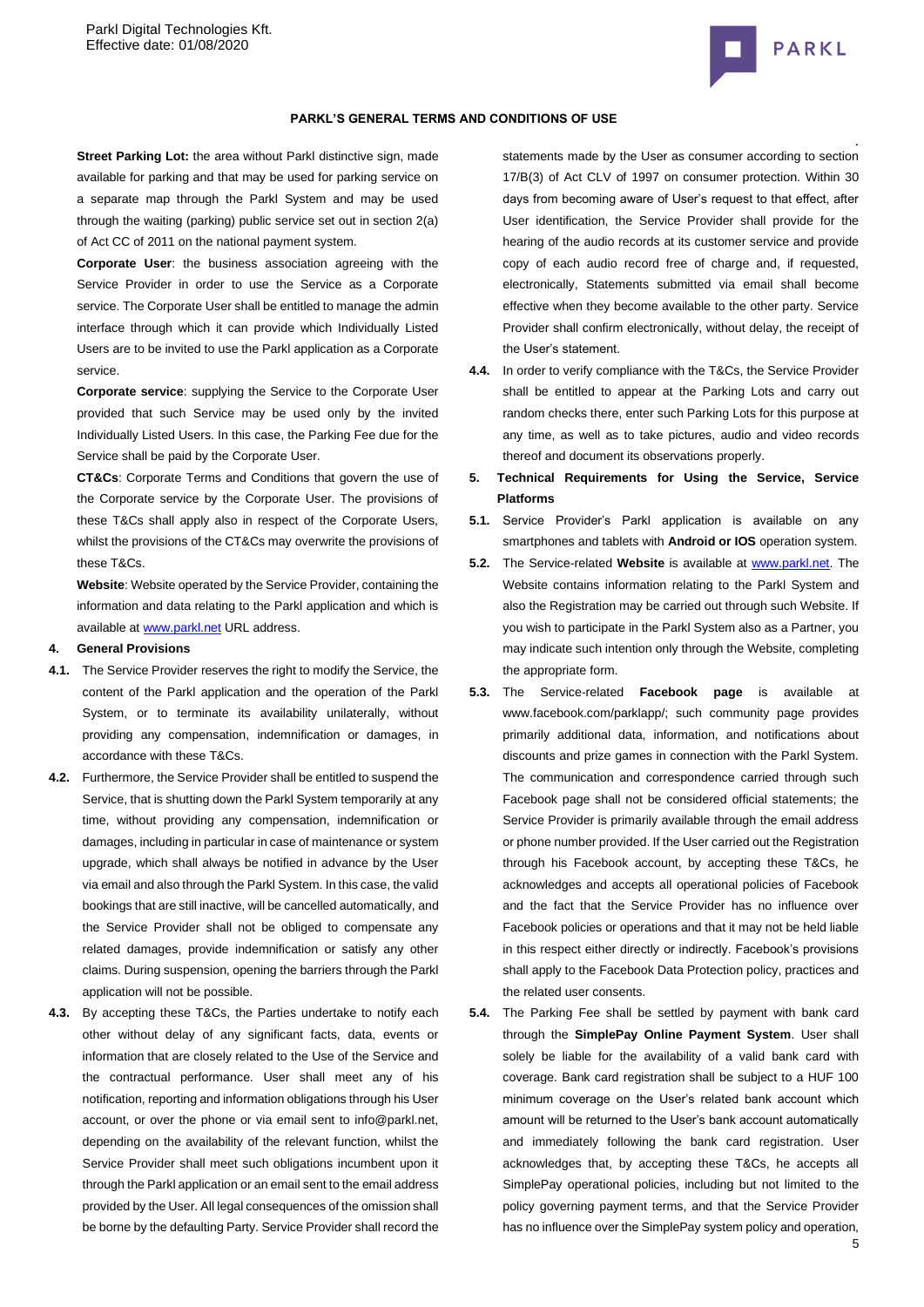**Street Parking Lot:** the area without Parkl distinctive sign, made available for parking and that may be used for parking service on a separate map through the Parkl System and may be used through the waiting (parking) public service set out in section 2(a) of Act CC of 2011 on the national payment system.

**Corporate User**: the business association agreeing with the Service Provider in order to use the Service as a Corporate service. The Corporate User shall be entitled to manage the admin interface through which it can provide which Individually Listed Users are to be invited to use the Parkl application as a Corporate service.

**Corporate service**: supplying the Service to the Corporate User provided that such Service may be used only by the invited Individually Listed Users. In this case, the Parking Fee due for the Service shall be paid by the Corporate User.

**CT&Cs**: Corporate Terms and Conditions that govern the use of the Corporate service by the Corporate User. The provisions of these T&Cs shall apply also in respect of the Corporate Users, whilst the provisions of the CT&Cs may overwrite the provisions of these T&Cs.

**Website**: Website operated by the Service Provider, containing the information and data relating to the Parkl application and which is available at www.parkl.net URL address.

**4. General Provisions**

**4.1.** The Service Provider reserves the right to modify the Service, the content of the Parkl application and the operation of the Parkl System, or to terminate its availability unilaterally, without providing any compensation, indemnification or damages, in accordance with these T&Cs.

**4.2.** Furthermore, the Service Provider shall be entitled to suspend the Service, that is shutting down the Parkl System temporarily at any time, without providing any compensation, indemnification or damages, including in particular in case of maintenance or system upgrade, which shall always be notified in advance by the User via email and also through the Parkl System. In this case, the valid bookings that are still inactive, will be cancelled automatically, and the Service Provider shall not be obliged to compensate any related damages, provide indemnification or satisfy any other claims. During suspension, opening the barriers through the Parkl application will not be possible.

**4.3.** By accepting these T&Cs, the Parties undertake to notify each other without delay of any significant facts, data, events or information that are closely related to the Use of the Service and the contractual performance. User shall meet any of his notification, reporting and information obligations through his User account, or over the phone or via email sent to info@parkl.net, depending on the availability of the relevant function, whilst the Service Provider shall meet such obligations incumbent upon it through the Parkl application or an email sent to the email address provided by the User. All legal consequences of the omission shall be borne by the defaulting Party. Service Provider shall record the statements made by the User as consumer according to section 17/B(3) of Act CLV of 1997 on consumer protection. Within 30 days from becoming aware of User's request to that effect, after User identification, the Service Provider shall provide for the hearing of the audio records at its customer service and provide copy of each audio record free of charge and, if requested, electronically, Statements submitted via email shall become effective when they become available to the other party. Service Provider shall confirm electronically, without delay, the receipt of the User's statement.

**4.4.** In order to verify compliance with the T&Cs, the Service Provider shall be entitled to appear at the Parking Lots and carry out random checks there, enter such Parking Lots for this purpose at any time, as well as to take pictures, audio and video records thereof and document its observations properly.

**5. Technical Requirements for Using the Service, Service Platforms**

**5.1.** Service Provider's Parkl application is available on any smartphones and tablets with **Android or IOS** operation system.

**5.2.** The Service-related **Website** is available at www.parkl.net. The Website contains information relating to the Parkl System and also the Registration may be carried out through such Website. If you wish to participate in the Parkl System also as a Partner, you may indicate such intention only through the Website, completing the appropriate form.

**5.3.** The Service-related **Facebook page** is available at www.facebook.com/parklapp/; such community page provides primarily additional data, information, and notifications about discounts and prize games in connection with the Parkl System. The communication and correspondence carried through such Facebook page shall not be considered official statements; the Service Provider is primarily available through the email address or phone number provided. If the User carried out the Registration through his Facebook account, by accepting these T&Cs, he acknowledges and accepts all operational policies of Facebook and the fact that the Service Provider has no influence over Facebook policies or operations and that it may not be held liable in this respect either directly or indirectly. Facebook's provisions shall apply to the Facebook Data Protection policy, practices and the related user consents.

**5.4.** The Parking Fee shall be settled by payment with bank card through the **SimplePay Online Payment System**. User shall solely be liable for the availability of a valid bank card with coverage. Bank card registration shall be subject to a HUF 100 minimum coverage on the User's related bank account which amount will be returned to the User's bank account automatically and immediately following the bank card registration. User acknowledges that, by accepting these T&Cs, he accepts all SimplePay operational policies, including but not limited to the policy governing payment terms, and that the Service Provider has no influence over the SimplePay system policy and operation,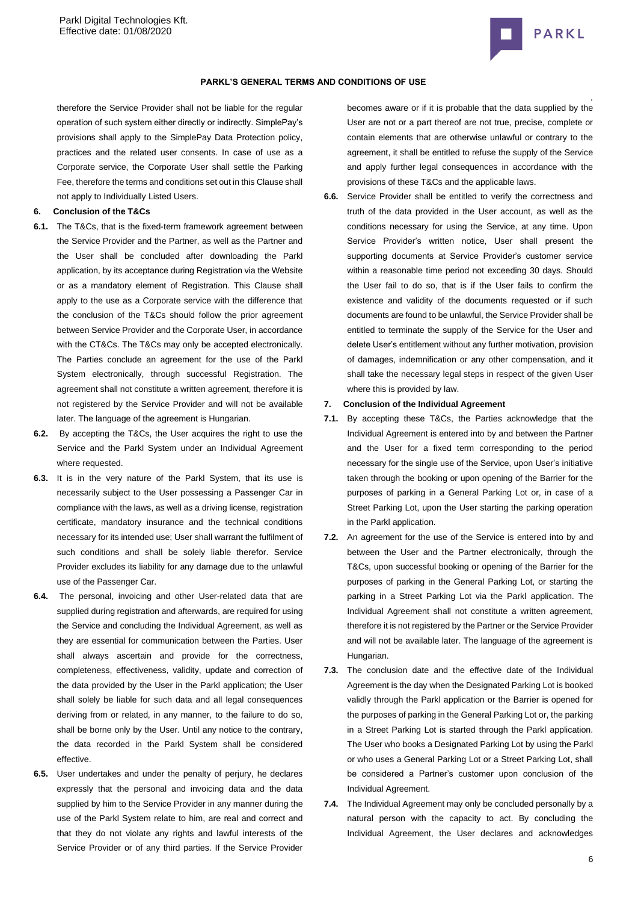therefore the Service Provider shall not be liable for the regular operation of such system either directly or indirectly. SimplePay's provisions shall apply to the SimplePay Data Protection policy, practices and the related user consents. In case of use as a Corporate service, the Corporate User shall settle the Parking Fee, therefore the terms and conditions set out in this Clause shall not apply to Individually Listed Users.

## 6. Conclusion of the T&Cs

**6.1.** The T&Cs, that is the fixed-term framework agreement between the Service Provider and the Partner, as well as the Partner and the User shall be concluded after downloading the Parkl application, by its acceptance during Registration via the Website or as a mandatory element of Registration. This Clause shall apply to the use as a Corporate service with the difference that the conclusion of the T&Cs should follow the prior agreement between Service Provider and the Corporate User, in accordance with the CT&Cs. The T&Cs may only be accepted electronically. The Parties conclude an agreement for the use of the Parkl System electronically, through successful Registration. The agreement shall not constitute a written agreement, therefore it is not registered by the Service Provider and will not be available later. The language of the agreement is Hungarian.

**6.2.** By accepting the T&Cs, the User acquires the right to use the Service and the Parkl System under an Individual Agreement where requested.

**6.3.** It is in the very nature of the Parkl System, that its use is necessarily subject to the User possessing a Passenger Car in compliance with the laws, as well as a driving license, registration certificate, mandatory insurance and the technical conditions necessary for its intended use; User shall warrant the fulfilment of such conditions and shall be solely liable therefor. Service Provider excludes its liability for any damage due to the unlawful use of the Passenger Car.

**6.4.** The personal, invoicing and other User-related data that are supplied during registration and afterwards, are required for using the Service and concluding the Individual Agreement, as well as they are essential for communication between the Parties. User shall always ascertain and provide for the correctness, completeness, effectiveness, validity, update and correction of the data provided by the User in the Parkl application; the User shall solely be liable for such data and all legal consequences deriving from or related, in any manner, to the failure to do so, shall be borne only by the User. Until any notice to the contrary, the data recorded in the Parkl System shall be considered effective.

**6.5.** User undertakes and under the penalty of perjury, he declares expressly that the personal and invoicing data and the data supplied by him to the Service Provider in any manner during the use of the Parkl System relate to him, are real and correct and that they do not violate any rights and lawful interests of the Service Provider or of any third parties. If the Service Provider becomes aware or if it is probable that the data supplied by the User are not or a part thereof are not true, precise, complete or contain elements that are otherwise unlawful or contrary to the agreement, it shall be entitled to refuse the supply of the Service and apply further legal consequences in accordance with the provisions of these T&Cs and the applicable laws.

**6.6.** Service Provider shall be entitled to verify the correctness and truth of the data provided in the User account, as well as the conditions necessary for using the Service, at any time. Upon Service Provider's written notice, User shall present the supporting documents at Service Provider's customer service within a reasonable time period not exceeding 30 days. Should the User fail to do so, that is if the User fails to confirm the existence and validity of the documents requested or if such documents are found to be unlawful, the Service Provider shall be entitled to terminate the supply of the Service for the User and delete User's entitlement without any further motivation, provision of damages, indemnification or any other compensation, and it shall take the necessary legal steps in respect of the given User where this is provided by law.

## 7. Conclusion of the Individual Agreement

**7.1.** By accepting these T&Cs, the Parties acknowledge that the Individual Agreement is entered into by and between the Partner and the User for a fixed term corresponding to the period necessary for the single use of the Service, upon User's initiative taken through the booking or upon opening of the Barrier for the purposes of parking in a General Parking Lot or, in case of a Street Parking Lot, upon the User starting the parking operation in the Parkl application.

**7.2.** An agreement for the use of the Service is entered into by and between the User and the Partner electronically, through the T&Cs, upon successful booking or opening of the Barrier for the purposes of parking in the General Parking Lot, or starting the parking in a Street Parking Lot via the Parkl application. The Individual Agreement shall not constitute a written agreement, therefore it is not registered by the Partner or the Service Provider and will not be available later. The language of the agreement is Hungarian.

**7.3.** The conclusion date and the effective date of the Individual Agreement is the day when the Designated Parking Lot is booked validly through the Parkl application or the Barrier is opened for the purposes of parking in the General Parking Lot or, the parking in a Street Parking Lot is started through the Parkl application. The User who books a Designated Parking Lot by using the Parkl or who uses a General Parking Lot or a Street Parking Lot, shall be considered a Partner's customer upon conclusion of the Individual Agreement.

**7.4.** The Individual Agreement may only be concluded personally by a natural person with the capacity to act. By concluding the Individual Agreement, the User declares and acknowledges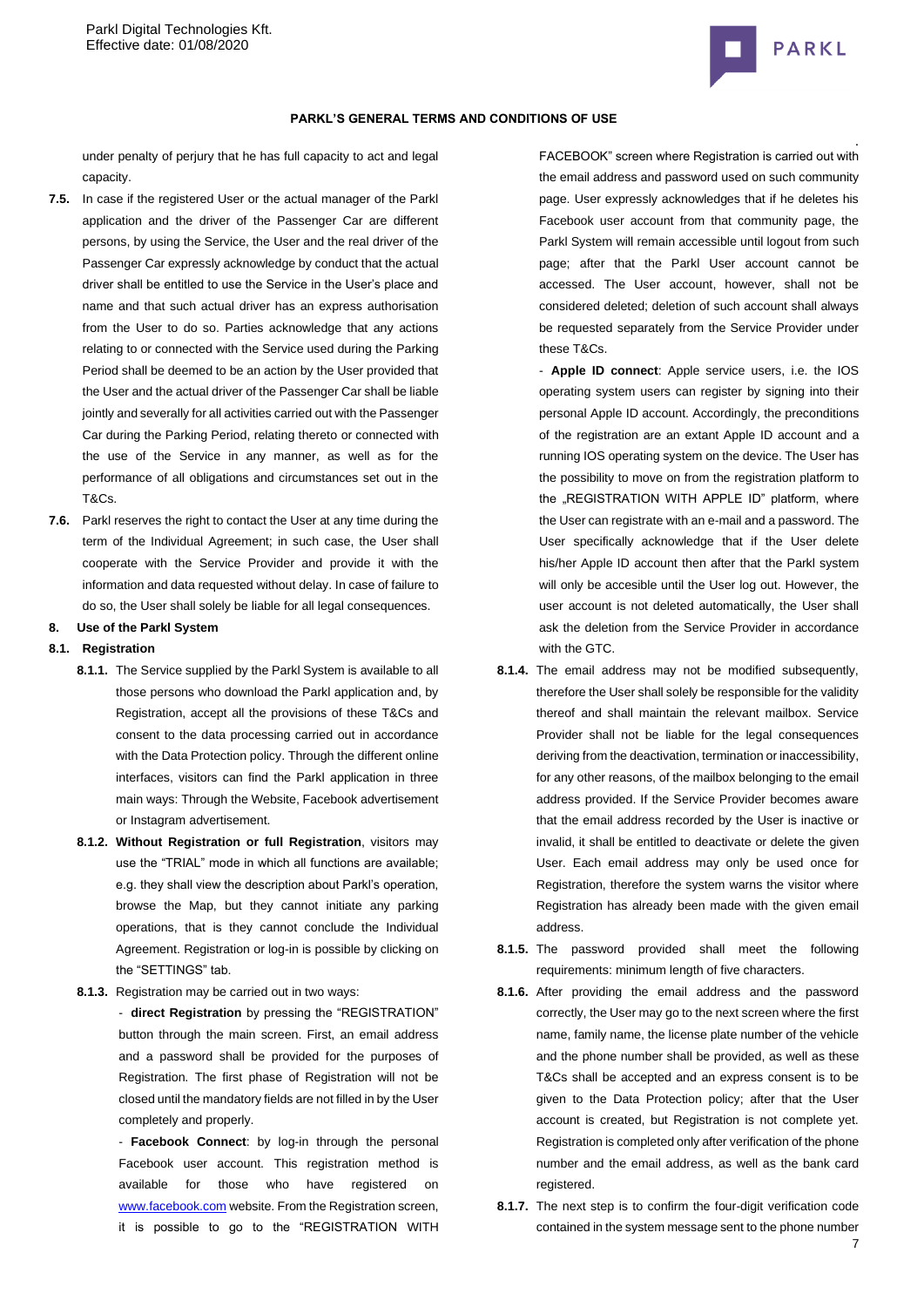under penalty of perjury that he has full capacity to act and legal capacity.

**7.5.** In case if the registered User or the actual manager of the Parkl application and the driver of the Passenger Car are different persons, by using the Service, the User and the real driver of the Passenger Car expressly acknowledge by conduct that the actual driver shall be entitled to use the Service in the User's place and name and that such actual driver has an express authorisation from the User to do so. Parties acknowledge that any actions relating to or connected with the Service used during the Parking Period shall be deemed to be an action by the User provided that the User and the actual driver of the Passenger Car shall be liable jointly and severally for all activities carried out with the Passenger Car during the Parking Period, relating thereto or connected with the use of the Service in any manner, as well as for the performance of all obligations and circumstances set out in the T&Cs.

**7.6.** Parkl reserves the right to contact the User at any time during the term of the Individual Agreement; in such case, the User shall cooperate with the Service Provider and provide it with the information and data requested without delay. In case of failure to do so, the User shall solely be liable for all legal consequences.

## 8. Use of the Parkl System

### 8.1. Registration

**8.1.1.** The Service supplied by the Parkl System is available to all those persons who download the Parkl application and, by Registration, accept all the provisions of these T&Cs and consent to the data processing carried out in accordance with the Data Protection policy. Through the different online interfaces, visitors can find the Parkl application in three main ways: Through the Website, Facebook advertisement or Instagram advertisement.

**8.1.2.** **Without Registration or full Registration**, visitors may use the "TRIAL" mode in which all functions are available; e.g. they shall view the description about Parkl's operation, browse the Map, but they cannot initiate any parking operations, that is they cannot conclude the Individual Agreement. Registration or log-in is possible by clicking on the "SETTINGS" tab.

**8.1.3.** Registration may be carried out in two ways:

- **direct Registration** by pressing the "REGISTRATION" button through the main screen. First, an email address and a password shall be provided for the purposes of Registration. The first phase of Registration will not be closed until the mandatory fields are not filled in by the User completely and properly.

- **Facebook Connect**: by log-in through the personal Facebook user account. This registration method is available for those who have registered on www.facebook.com website. From the Registration screen, it is possible to go to the "REGISTRATION WITH FACEBOOK" screen where Registration is carried out with the email address and password used on such community page. User expressly acknowledges that if he deletes his Facebook user account from that community page, the Parkl System will remain accessible until logout from such page; after that the Parkl User account cannot be accessed. The User account, however, shall not be considered deleted; deletion of such account shall always be requested separately from the Service Provider under these T&Cs.

- **Apple ID connect**: Apple service users, i.e. the IOS operating system users can register by signing into their personal Apple ID account. Accordingly, the preconditions of the registration are an extant Apple ID account and a running IOS operating system on the device. The User has the possibility to move on from the registration platform to the „REGISTRATION WITH APPLE ID" platform, where the User can registrate with an e-mail and a password. The User specifically acknowledge that if the User delete his/her Apple ID account then after that the Parkl system will only be accesible until the User log out. However, the user account is not deleted automatically, the User shall ask the deletion from the Service Provider in accordance with the GTC.

**8.1.4.** The email address may not be modified subsequently, therefore the User shall solely be responsible for the validity thereof and shall maintain the relevant mailbox. Service Provider shall not be liable for the legal consequences deriving from the deactivation, termination or inaccessibility, for any other reasons, of the mailbox belonging to the email address provided. If the Service Provider becomes aware that the email address recorded by the User is inactive or invalid, it shall be entitled to deactivate or delete the given User. Each email address may only be used once for Registration, therefore the system warns the visitor where Registration has already been made with the given email address.

**8.1.5.** The password provided shall meet the following requirements: minimum length of five characters.

**8.1.6.** After providing the email address and the password correctly, the User may go to the next screen where the first name, family name, the license plate number of the vehicle and the phone number shall be provided, as well as these T&Cs shall be accepted and an express consent is to be given to the Data Protection policy; after that the User account is created, but Registration is not complete yet. Registration is completed only after verification of the phone number and the email address, as well as the bank card registered.

**8.1.7.** The next step is to confirm the four-digit verification code contained in the system message sent to the phone number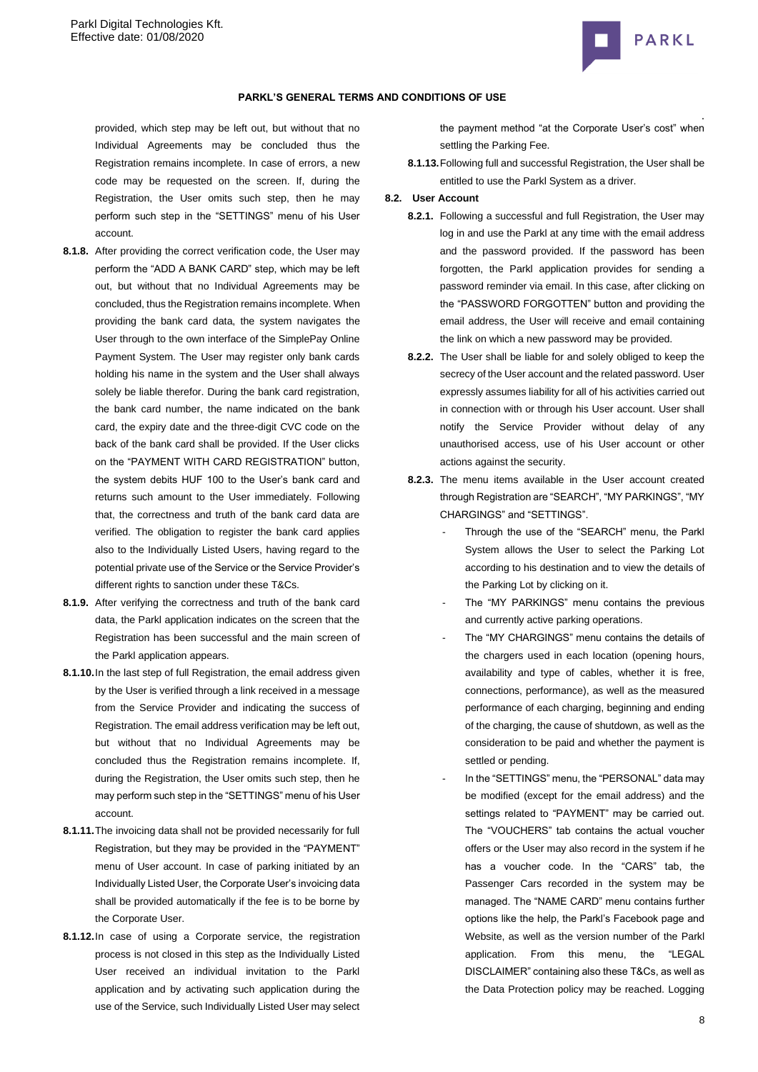provided, which step may be left out, but without that no Individual Agreements may be concluded thus the Registration remains incomplete. In case of errors, a new code may be requested on the screen. If, during the Registration, the User omits such step, then he may perform such step in the "SETTINGS" menu of his User account.

**8.1.8.** After providing the correct verification code, the User may perform the "ADD A BANK CARD" step, which may be left out, but without that no Individual Agreements may be concluded, thus the Registration remains incomplete. When providing the bank card data, the system navigates the User through to the own interface of the SimplePay Online Payment System. The User may register only bank cards holding his name in the system and the User shall always solely be liable therefor. During the bank card registration, the bank card number, the name indicated on the bank card, the expiry date and the three-digit CVC code on the back of the bank card shall be provided. If the User clicks on the "PAYMENT WITH CARD REGISTRATION" button, the system debits HUF 100 to the User's bank card and returns such amount to the User immediately. Following that, the correctness and truth of the bank card data are verified. The obligation to register the bank card applies also to the Individually Listed Users, having regard to the potential private use of the Service or the Service Provider's different rights to sanction under these T&Cs.

**8.1.9.** After verifying the correctness and truth of the bank card data, the Parkl application indicates on the screen that the Registration has been successful and the main screen of the Parkl application appears.

**8.1.10.** In the last step of full Registration, the email address given by the User is verified through a link received in a message from the Service Provider and indicating the success of Registration. The email address verification may be left out, but without that no Individual Agreements may be concluded thus the Registration remains incomplete. If, during the Registration, the User omits such step, then he may perform such step in the "SETTINGS" menu of his User account.

**8.1.11.** The invoicing data shall not be provided necessarily for full Registration, but they may be provided in the "PAYMENT" menu of User account. In case of parking initiated by an Individually Listed User, the Corporate User's invoicing data shall be provided automatically if the fee is to be borne by the Corporate User.

**8.1.12.** In case of using a Corporate service, the registration process is not closed in this step as the Individually Listed User received an individual invitation to the Parkl application and by activating such application during the use of the Service, such Individually Listed User may select the payment method "at the Corporate User's cost" when settling the Parking Fee.

**8.1.13.** Following full and successful Registration, the User shall be entitled to use the Parkl System as a driver.

**8.2. User Account**

**8.2.1.** Following a successful and full Registration, the User may log in and use the Parkl at any time with the email address and the password provided. If the password has been forgotten, the Parkl application provides for sending a password reminder via email. In this case, after clicking on the "PASSWORD FORGOTTEN" button and providing the email address, the User will receive and email containing the link on which a new password may be provided.

**8.2.2.** The User shall be liable for and solely obliged to keep the secrecy of the User account and the related password. User expressly assumes liability for all of his activities carried out in connection with or through his User account. User shall notify the Service Provider without delay of any unauthorised access, use of his User account or other actions against the security.

**8.2.3.** The menu items available in the User account created through Registration are "SEARCH", "MY PARKINGS", "MY CHARGINGS" and "SETTINGS".

- Through the use of the "SEARCH" menu, the Parkl System allows the User to select the Parking Lot according to his destination and to view the details of the Parking Lot by clicking on it.
- The "MY PARKINGS" menu contains the previous and currently active parking operations.
- The "MY CHARGINGS" menu contains the details of the chargers used in each location (opening hours, availability and type of cables, whether it is free, connections, performance), as well as the measured performance of each charging, beginning and ending of the charging, the cause of shutdown, as well as the consideration to be paid and whether the payment is settled or pending.
- In the "SETTINGS" menu, the "PERSONAL" data may be modified (except for the email address) and the settings related to "PAYMENT" may be carried out. The "VOUCHERS" tab contains the actual voucher offers or the User may also record in the system if he has a voucher code. In the "CARS" tab, the Passenger Cars recorded in the system may be managed. The "NAME CARD" menu contains further options like the help, the Parkl's Facebook page and Website, as well as the version number of the Parkl application. From this menu, the "LEGAL DISCLAIMER" containing also these T&Cs, as well as the Data Protection policy may be reached. Logging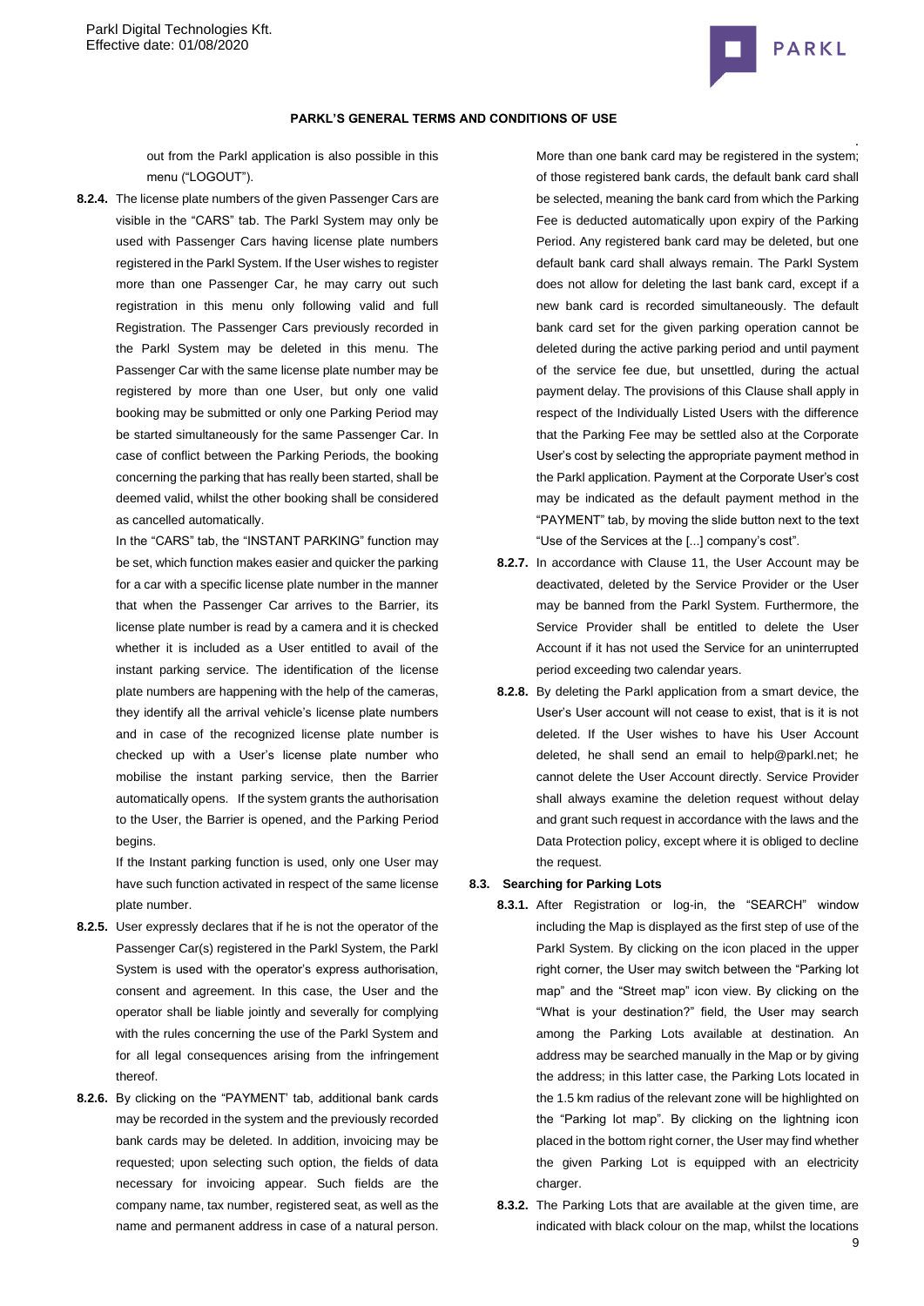out from the Parkl application is also possible in this menu ("LOGOUT").

**8.2.4.** The license plate numbers of the given Passenger Cars are visible in the "CARS" tab. The Parkl System may only be used with Passenger Cars having license plate numbers registered in the Parkl System. If the User wishes to register more than one Passenger Car, he may carry out such registration in this menu only following valid and full Registration. The Passenger Cars previously recorded in the Parkl System may be deleted in this menu. The Passenger Car with the same license plate number may be registered by more than one User, but only one valid booking may be submitted or only one Parking Period may be started simultaneously for the same Passenger Car. In case of conflict between the Parking Periods, the booking concerning the parking that has really been started, shall be deemed valid, whilst the other booking shall be considered as cancelled automatically.

In the "CARS" tab, the "INSTANT PARKING" function may be set, which function makes easier and quicker the parking for a car with a specific license plate number in the manner that when the Passenger Car arrives to the Barrier, its license plate number is read by a camera and it is checked whether it is included as a User entitled to avail of the instant parking service. The identification of the license plate numbers are happening with the help of the cameras, they identify all the arrival vehicle's license plate numbers and in case of the recognized license plate number is checked up with a User's license plate number who mobilise the instant parking service, then the Barrier automatically opens. If the system grants the authorisation to the User, the Barrier is opened, and the Parking Period begins.

If the Instant parking function is used, only one User may have such function activated in respect of the same license plate number.

**8.2.5.** User expressly declares that if he is not the operator of the Passenger Car(s) registered in the Parkl System, the Parkl System is used with the operator's express authorisation, consent and agreement. In this case, the User and the operator shall be liable jointly and severally for complying with the rules concerning the use of the Parkl System and for all legal consequences arising from the infringement thereof.

**8.2.6.** By clicking on the "PAYMENT' tab, additional bank cards may be recorded in the system and the previously recorded bank cards may be deleted. In addition, invoicing may be requested; upon selecting such option, the fields of data necessary for invoicing appear. Such fields are the company name, tax number, registered seat, as well as the name and permanent address in case of a natural person. More than one bank card may be registered in the system; of those registered bank cards, the default bank card shall be selected, meaning the bank card from which the Parking Fee is deducted automatically upon expiry of the Parking Period. Any registered bank card may be deleted, but one default bank card shall always remain. The Parkl System does not allow for deleting the last bank card, except if a new bank card is recorded simultaneously. The default bank card set for the given parking operation cannot be deleted during the active parking period and until payment of the service fee due, but unsettled, during the actual payment delay. The provisions of this Clause shall apply in respect of the Individually Listed Users with the difference that the Parking Fee may be settled also at the Corporate User's cost by selecting the appropriate payment method in the Parkl application. Payment at the Corporate User's cost may be indicated as the default payment method in the "PAYMENT" tab, by moving the slide button next to the text "Use of the Services at the [...] company's cost".

**8.2.7.** In accordance with Clause 11, the User Account may be deactivated, deleted by the Service Provider or the User may be banned from the Parkl System. Furthermore, the Service Provider shall be entitled to delete the User Account if it has not used the Service for an uninterrupted period exceeding two calendar years.

**8.2.8.** By deleting the Parkl application from a smart device, the User's User account will not cease to exist, that is it is not deleted. If the User wishes to have his User Account deleted, he shall send an email to help@parkl.net; he cannot delete the User Account directly. Service Provider shall always examine the deletion request without delay and grant such request in accordance with the laws and the Data Protection policy, except where it is obliged to decline the request.

**8.3. Searching for Parking Lots**

**8.3.1.** After Registration or log-in, the "SEARCH" window including the Map is displayed as the first step of use of the Parkl System. By clicking on the icon placed in the upper right corner, the User may switch between the "Parking lot map" and the "Street map" icon view. By clicking on the "What is your destination?" field, the User may search among the Parking Lots available at destination. An address may be searched manually in the Map or by giving the address; in this latter case, the Parking Lots located in the 1.5 km radius of the relevant zone will be highlighted on the "Parking lot map". By clicking on the lightning icon placed in the bottom right corner, the User may find whether the given Parking Lot is equipped with an electricity charger.

**8.3.2.** The Parking Lots that are available at the given time, are indicated with black colour on the map, whilst the locations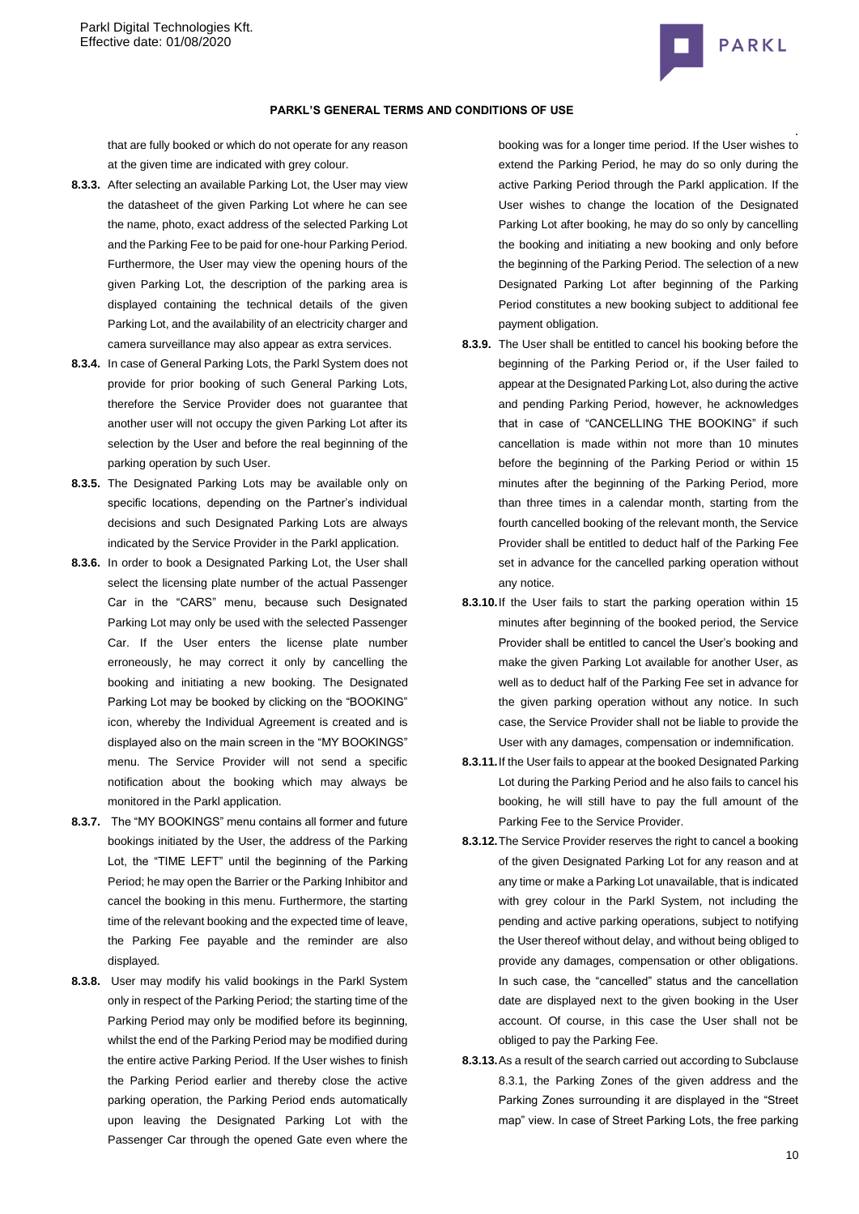that are fully booked or which do not operate for any reason at the given time are indicated with grey colour.

**8.3.3.** After selecting an available Parking Lot, the User may view the datasheet of the given Parking Lot where he can see the name, photo, exact address of the selected Parking Lot and the Parking Fee to be paid for one-hour Parking Period. Furthermore, the User may view the opening hours of the given Parking Lot, the description of the parking area is displayed containing the technical details of the given Parking Lot, and the availability of an electricity charger and camera surveillance may also appear as extra services.

**8.3.4.** In case of General Parking Lots, the Parkl System does not provide for prior booking of such General Parking Lots, therefore the Service Provider does not guarantee that another user will not occupy the given Parking Lot after its selection by the User and before the real beginning of the parking operation by such User.

**8.3.5.** The Designated Parking Lots may be available only on specific locations, depending on the Partner's individual decisions and such Designated Parking Lots are always indicated by the Service Provider in the Parkl application.

**8.3.6.** In order to book a Designated Parking Lot, the User shall select the licensing plate number of the actual Passenger Car in the "CARS" menu, because such Designated Parking Lot may only be used with the selected Passenger Car. If the User enters the license plate number erroneously, he may correct it only by cancelling the booking and initiating a new booking. The Designated Parking Lot may be booked by clicking on the "BOOKING" icon, whereby the Individual Agreement is created and is displayed also on the main screen in the "MY BOOKINGS" menu. The Service Provider will not send a specific notification about the booking which may always be monitored in the Parkl application.

**8.3.7.** The "MY BOOKINGS" menu contains all former and future bookings initiated by the User, the address of the Parking Lot, the "TIME LEFT" until the beginning of the Parking Period; he may open the Barrier or the Parking Inhibitor and cancel the booking in this menu. Furthermore, the starting time of the relevant booking and the expected time of leave, the Parking Fee payable and the reminder are also displayed.

**8.3.8.** User may modify his valid bookings in the Parkl System only in respect of the Parking Period; the starting time of the Parking Period may only be modified before its beginning, whilst the end of the Parking Period may be modified during the entire active Parking Period. If the User wishes to finish the Parking Period earlier and thereby close the active parking operation, the Parking Period ends automatically upon leaving the Designated Parking Lot with the Passenger Car through the opened Gate even where the booking was for a longer time period. If the User wishes to extend the Parking Period, he may do so only during the active Parking Period through the Parkl application. If the User wishes to change the location of the Designated Parking Lot after booking, he may do so only by cancelling the booking and initiating a new booking and only before the beginning of the Parking Period. The selection of a new Designated Parking Lot after beginning of the Parking Period constitutes a new booking subject to additional fee payment obligation.

**8.3.9.** The User shall be entitled to cancel his booking before the beginning of the Parking Period or, if the User failed to appear at the Designated Parking Lot, also during the active and pending Parking Period, however, he acknowledges that in case of "CANCELLING THE BOOKING" if such cancellation is made within not more than 10 minutes before the beginning of the Parking Period or within 15 minutes after the beginning of the Parking Period, more than three times in a calendar month, starting from the fourth cancelled booking of the relevant month, the Service Provider shall be entitled to deduct half of the Parking Fee set in advance for the cancelled parking operation without any notice.

**8.3.10.** If the User fails to start the parking operation within 15 minutes after beginning of the booked period, the Service Provider shall be entitled to cancel the User's booking and make the given Parking Lot available for another User, as well as to deduct half of the Parking Fee set in advance for the given parking operation without any notice. In such case, the Service Provider shall not be liable to provide the User with any damages, compensation or indemnification.

**8.3.11.** If the User fails to appear at the booked Designated Parking Lot during the Parking Period and he also fails to cancel his booking, he will still have to pay the full amount of the Parking Fee to the Service Provider.

**8.3.12.** The Service Provider reserves the right to cancel a booking of the given Designated Parking Lot for any reason and at any time or make a Parking Lot unavailable, that is indicated with grey colour in the Parkl System, not including the pending and active parking operations, subject to notifying the User thereof without delay, and without being obliged to provide any damages, compensation or other obligations. In such case, the "cancelled" status and the cancellation date are displayed next to the given booking in the User account. Of course, in this case the User shall not be obliged to pay the Parking Fee.

**8.3.13.** As a result of the search carried out according to Subclause 8.3.1, the Parking Zones of the given address and the Parking Zones surrounding it are displayed in the "Street map" view. In case of Street Parking Lots, the free parking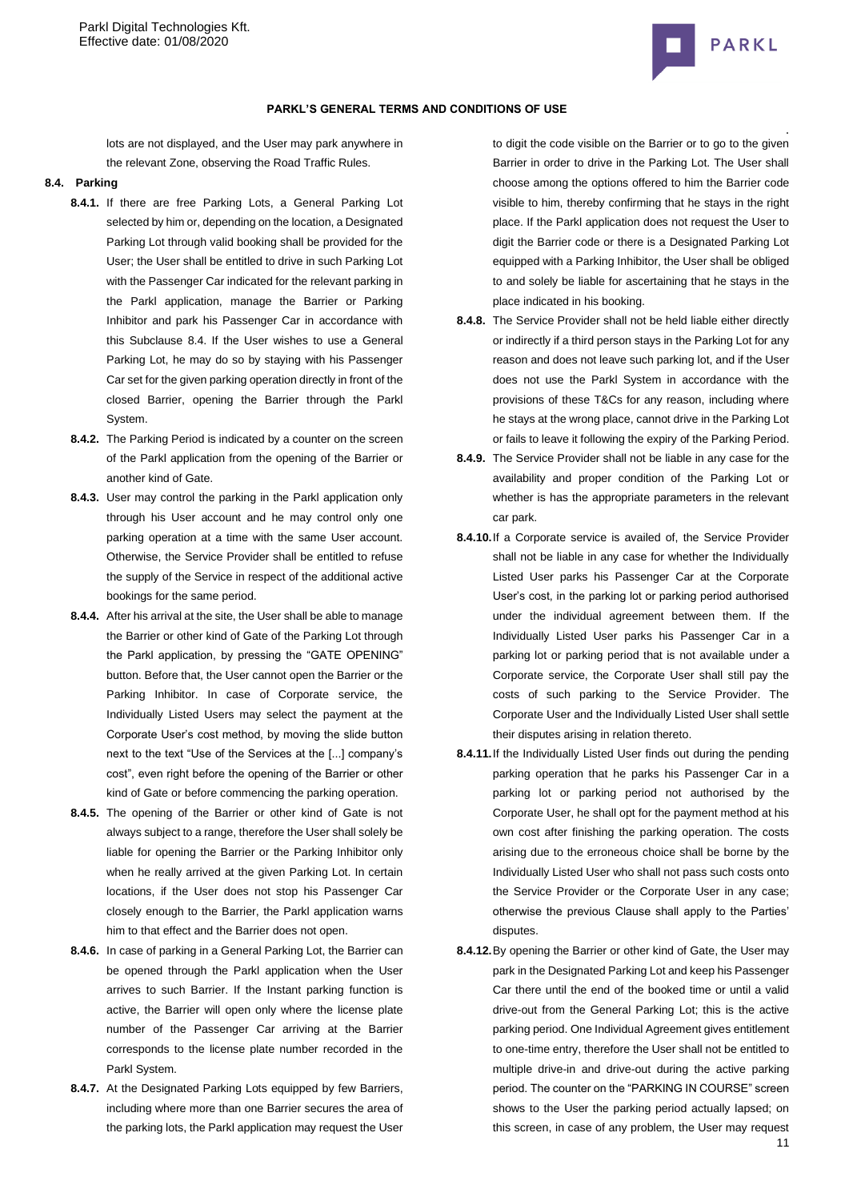lots are not displayed, and the User may park anywhere in the relevant Zone, observing the Road Traffic Rules.

**8.4. Parking**

**8.4.1.** If there are free Parking Lots, a General Parking Lot selected by him or, depending on the location, a Designated Parking Lot through valid booking shall be provided for the User; the User shall be entitled to drive in such Parking Lot with the Passenger Car indicated for the relevant parking in the Parkl application, manage the Barrier or Parking Inhibitor and park his Passenger Car in accordance with this Subclause 8.4. If the User wishes to use a General Parking Lot, he may do so by staying with his Passenger Car set for the given parking operation directly in front of the closed Barrier, opening the Barrier through the Parkl System.

**8.4.2.** The Parking Period is indicated by a counter on the screen of the Parkl application from the opening of the Barrier or another kind of Gate.

**8.4.3.** User may control the parking in the Parkl application only through his User account and he may control only one parking operation at a time with the same User account. Otherwise, the Service Provider shall be entitled to refuse the supply of the Service in respect of the additional active bookings for the same period.

**8.4.4.** After his arrival at the site, the User shall be able to manage the Barrier or other kind of Gate of the Parking Lot through the Parkl application, by pressing the "GATE OPENING" button. Before that, the User cannot open the Barrier or the Parking Inhibitor. In case of Corporate service, the Individually Listed Users may select the payment at the Corporate User's cost method, by moving the slide button next to the text "Use of the Services at the [...] company's cost", even right before the opening of the Barrier or other kind of Gate or before commencing the parking operation.

**8.4.5.** The opening of the Barrier or other kind of Gate is not always subject to a range, therefore the User shall solely be liable for opening the Barrier or the Parking Inhibitor only when he really arrived at the given Parking Lot. In certain locations, if the User does not stop his Passenger Car closely enough to the Barrier, the Parkl application warns him to that effect and the Barrier does not open.

**8.4.6.** In case of parking in a General Parking Lot, the Barrier can be opened through the Parkl application when the User arrives to such Barrier. If the Instant parking function is active, the Barrier will open only where the license plate number of the Passenger Car arriving at the Barrier corresponds to the license plate number recorded in the Parkl System.

**8.4.7.** At the Designated Parking Lots equipped by few Barriers, including where more than one Barrier secures the area of the parking lots, the Parkl application may request the User to digit the code visible on the Barrier or to go to the given Barrier in order to drive in the Parking Lot. The User shall choose among the options offered to him the Barrier code visible to him, thereby confirming that he stays in the right place. If the Parkl application does not request the User to digit the Barrier code or there is a Designated Parking Lot equipped with a Parking Inhibitor, the User shall be obliged to and solely be liable for ascertaining that he stays in the place indicated in his booking.

**8.4.8.** The Service Provider shall not be held liable either directly or indirectly if a third person stays in the Parking Lot for any reason and does not leave such parking lot, and if the User does not use the Parkl System in accordance with the provisions of these T&Cs for any reason, including where he stays at the wrong place, cannot drive in the Parking Lot or fails to leave it following the expiry of the Parking Period.

**8.4.9.** The Service Provider shall not be liable in any case for the availability and proper condition of the Parking Lot or whether is has the appropriate parameters in the relevant car park.

**8.4.10.** If a Corporate service is availed of, the Service Provider shall not be liable in any case for whether the Individually Listed User parks his Passenger Car at the Corporate User's cost, in the parking lot or parking period authorised under the individual agreement between them. If the Individually Listed User parks his Passenger Car in a parking lot or parking period that is not available under a Corporate service, the Corporate User shall still pay the costs of such parking to the Service Provider. The Corporate User and the Individually Listed User shall settle their disputes arising in relation thereto.

**8.4.11.** If the Individually Listed User finds out during the pending parking operation that he parks his Passenger Car in a parking lot or parking period not authorised by the Corporate User, he shall opt for the payment method at his own cost after finishing the parking operation. The costs arising due to the erroneous choice shall be borne by the Individually Listed User who shall not pass such costs onto the Service Provider or the Corporate User in any case; otherwise the previous Clause shall apply to the Parties' disputes.

**8.4.12.** By opening the Barrier or other kind of Gate, the User may park in the Designated Parking Lot and keep his Passenger Car there until the end of the booked time or until a valid drive-out from the General Parking Lot; this is the active parking period. One Individual Agreement gives entitlement to one-time entry, therefore the User shall not be entitled to multiple drive-in and drive-out during the active parking period. The counter on the "PARKING IN COURSE" screen shows to the User the parking period actually lapsed; on this screen, in case of any problem, the User may request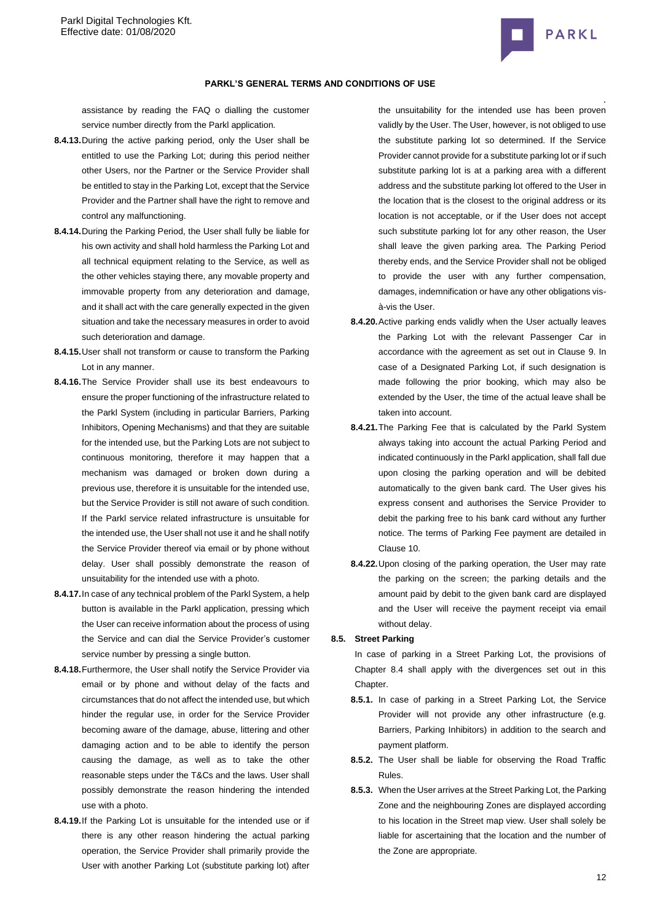assistance by reading the FAQ o dialling the customer service number directly from the Parkl application.

**8.4.13.** During the active parking period, only the User shall be entitled to use the Parking Lot; during this period neither other Users, nor the Partner or the Service Provider shall be entitled to stay in the Parking Lot, except that the Service Provider and the Partner shall have the right to remove and control any malfunctioning.

**8.4.14.** During the Parking Period, the User shall fully be liable for his own activity and shall hold harmless the Parking Lot and all technical equipment relating to the Service, as well as the other vehicles staying there, any movable property and immovable property from any deterioration and damage, and it shall act with the care generally expected in the given situation and take the necessary measures in order to avoid such deterioration and damage.

**8.4.15.** User shall not transform or cause to transform the Parking Lot in any manner.

**8.4.16.** The Service Provider shall use its best endeavours to ensure the proper functioning of the infrastructure related to the Parkl System (including in particular Barriers, Parking Inhibitors, Opening Mechanisms) and that they are suitable for the intended use, but the Parking Lots are not subject to continuous monitoring, therefore it may happen that a mechanism was damaged or broken down during a previous use, therefore it is unsuitable for the intended use, but the Service Provider is still not aware of such condition. If the Parkl service related infrastructure is unsuitable for the intended use, the User shall not use it and he shall notify the Service Provider thereof via email or by phone without delay. User shall possibly demonstrate the reason of unsuitability for the intended use with a photo.

**8.4.17.** In case of any technical problem of the Parkl System, a help button is available in the Parkl application, pressing which the User can receive information about the process of using the Service and can dial the Service Provider's customer service number by pressing a single button.

**8.4.18.** Furthermore, the User shall notify the Service Provider via email or by phone and without delay of the facts and circumstances that do not affect the intended use, but which hinder the regular use, in order for the Service Provider becoming aware of the damage, abuse, littering and other damaging action and to be able to identify the person causing the damage, as well as to take the other reasonable steps under the T&Cs and the laws. User shall possibly demonstrate the reason hindering the intended use with a photo.

**8.4.19.** If the Parking Lot is unsuitable for the intended use or if there is any other reason hindering the actual parking operation, the Service Provider shall primarily provide the User with another Parking Lot (substitute parking lot) after the unsuitability for the intended use has been proven validly by the User. The User, however, is not obliged to use the substitute parking lot so determined. If the Service Provider cannot provide for a substitute parking lot or if such substitute parking lot is at a parking area with a different address and the substitute parking lot offered to the User in the location that is the closest to the original address or its location is not acceptable, or if the User does not accept such substitute parking lot for any other reason, the User shall leave the given parking area. The Parking Period thereby ends, and the Service Provider shall not be obliged to provide the user with any further compensation, damages, indemnification or have any other obligations vis-à-vis the User.

**8.4.20.** Active parking ends validly when the User actually leaves the Parking Lot with the relevant Passenger Car in accordance with the agreement as set out in Clause 9. In case of a Designated Parking Lot, if such designation is made following the prior booking, which may also be extended by the User, the time of the actual leave shall be taken into account.

**8.4.21.** The Parking Fee that is calculated by the Parkl System always taking into account the actual Parking Period and indicated continuously in the Parkl application, shall fall due upon closing the parking operation and will be debited automatically to the given bank card. The User gives his express consent and authorises the Service Provider to debit the parking free to his bank card without any further notice. The terms of Parking Fee payment are detailed in Clause 10.

**8.4.22.** Upon closing of the parking operation, the User may rate the parking on the screen; the parking details and the amount paid by debit to the given bank card are displayed and the User will receive the payment receipt via email without delay.

**8.5. Street Parking**

In case of parking in a Street Parking Lot, the provisions of Chapter 8.4 shall apply with the divergences set out in this Chapter.

**8.5.1.** In case of parking in a Street Parking Lot, the Service Provider will not provide any other infrastructure (e.g. Barriers, Parking Inhibitors) in addition to the search and payment platform.

**8.5.2.** The User shall be liable for observing the Road Traffic Rules.

**8.5.3.** When the User arrives at the Street Parking Lot, the Parking Zone and the neighbouring Zones are displayed according to his location in the Street map view. User shall solely be liable for ascertaining that the location and the number of the Zone are appropriate.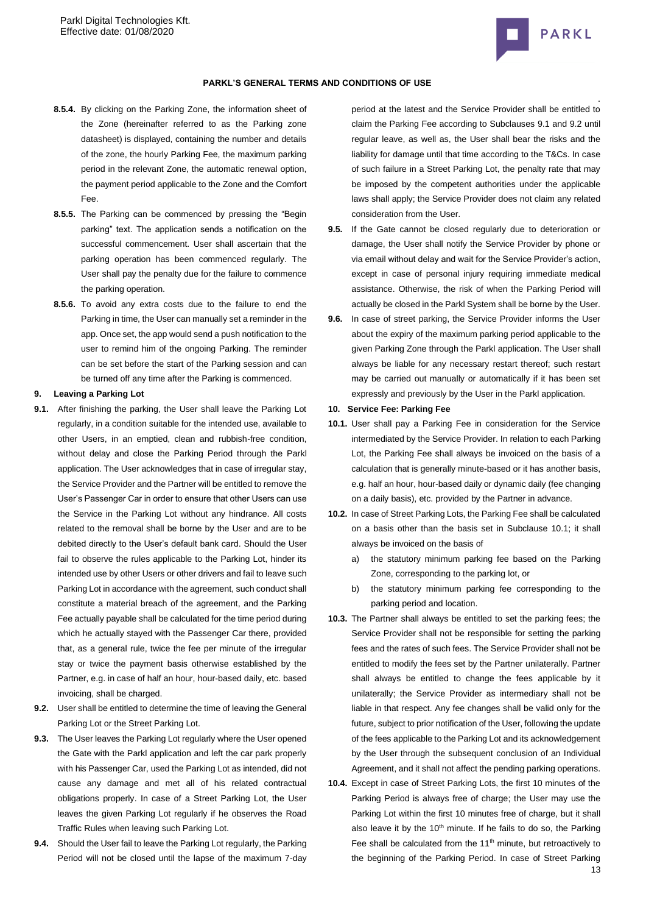**PARKL'S GENERAL TERMS AND CONDITIONS OF USE**

**8.5.4.** By clicking on the Parking Zone, the information sheet of the Zone (hereinafter referred to as the Parking zone datasheet) is displayed, containing the number and details of the zone, the hourly Parking Fee, the maximum parking period in the relevant Zone, the automatic renewal option, the payment period applicable to the Zone and the Comfort Fee.

**8.5.5.** The Parking can be commenced by pressing the "Begin parking" text. The application sends a notification on the successful commencement. User shall ascertain that the parking operation has been commenced regularly. The User shall pay the penalty due for the failure to commence the parking operation.

**8.5.6.** To avoid any extra costs due to the failure to end the Parking in time, the User can manually set a reminder in the app. Once set, the app would send a push notification to the user to remind him of the ongoing Parking. The reminder can be set before the start of the Parking session and can be turned off any time after the Parking is commenced.

## 9. Leaving a Parking Lot

**9.1.** After finishing the parking, the User shall leave the Parking Lot regularly, in a condition suitable for the intended use, available to other Users, in an emptied, clean and rubbish-free condition, without delay and close the Parking Period through the Parkl application. The User acknowledges that in case of irregular stay, the Service Provider and the Partner will be entitled to remove the User's Passenger Car in order to ensure that other Users can use the Service in the Parking Lot without any hindrance. All costs related to the removal shall be borne by the User and are to be debited directly to the User's default bank card. Should the User fail to observe the rules applicable to the Parking Lot, hinder its intended use by other Users or other drivers and fail to leave such Parking Lot in accordance with the agreement, such conduct shall constitute a material breach of the agreement, and the Parking Fee actually payable shall be calculated for the time period during which he actually stayed with the Passenger Car there, provided that, as a general rule, twice the fee per minute of the irregular stay or twice the payment basis otherwise established by the Partner, e.g. in case of half an hour, hour-based daily, etc. based invoicing, shall be charged.

**9.2.** User shall be entitled to determine the time of leaving the General Parking Lot or the Street Parking Lot.

**9.3.** The User leaves the Parking Lot regularly where the User opened the Gate with the Parkl application and left the car park properly with his Passenger Car, used the Parking Lot as intended, did not cause any damage and met all of his related contractual obligations properly. In case of a Street Parking Lot, the User leaves the given Parking Lot regularly if he observes the Road Traffic Rules when leaving such Parking Lot.

**9.4.** Should the User fail to leave the Parking Lot regularly, the Parking Period will not be closed until the lapse of the maximum 7-day period at the latest and the Service Provider shall be entitled to claim the Parking Fee according to Subclauses 9.1 and 9.2 until regular leave, as well as, the User shall bear the risks and the liability for damage until that time according to the T&Cs. In case of such failure in a Street Parking Lot, the penalty rate that may be imposed by the competent authorities under the applicable laws shall apply; the Service Provider does not claim any related consideration from the User.

**9.5.** If the Gate cannot be closed regularly due to deterioration or damage, the User shall notify the Service Provider by phone or via email without delay and wait for the Service Provider's action, except in case of personal injury requiring immediate medical assistance. Otherwise, the risk of when the Parking Period will actually be closed in the Parkl System shall be borne by the User.

**9.6.** In case of street parking, the Service Provider informs the User about the expiry of the maximum parking period applicable to the given Parking Zone through the Parkl application. The User shall always be liable for any necessary restart thereof; such restart may be carried out manually or automatically if it has been set expressly and previously by the User in the Parkl application.

## 10. Service Fee: Parking Fee

**10.1.** User shall pay a Parking Fee in consideration for the Service intermediated by the Service Provider. In relation to each Parking Lot, the Parking Fee shall always be invoiced on the basis of a calculation that is generally minute-based or it has another basis, e.g. half an hour, hour-based daily or dynamic daily (fee changing on a daily basis), etc. provided by the Partner in advance.

**10.2.** In case of Street Parking Lots, the Parking Fee shall be calculated on a basis other than the basis set in Subclause 10.1; it shall always be invoiced on the basis of

a) the statutory minimum parking fee based on the Parking Zone, corresponding to the parking lot, or

b) the statutory minimum parking fee corresponding to the parking period and location.

**10.3.** The Partner shall always be entitled to set the parking fees; the Service Provider shall not be responsible for setting the parking fees and the rates of such fees. The Service Provider shall not be entitled to modify the fees set by the Partner unilaterally. Partner shall always be entitled to change the fees applicable by it unilaterally; the Service Provider as intermediary shall not be liable in that respect. Any fee changes shall be valid only for the future, subject to prior notification of the User, following the update of the fees applicable to the Parking Lot and its acknowledgement by the User through the subsequent conclusion of an Individual Agreement, and it shall not affect the pending parking operations.

**10.4.** Except in case of Street Parking Lots, the first 10 minutes of the Parking Period is always free of charge; the User may use the Parking Lot within the first 10 minutes free of charge, but it shall also leave it by the 10th minute. If he fails to do so, the Parking Fee shall be calculated from the 11th minute, but retroactively to the beginning of the Parking Period. In case of Street Parking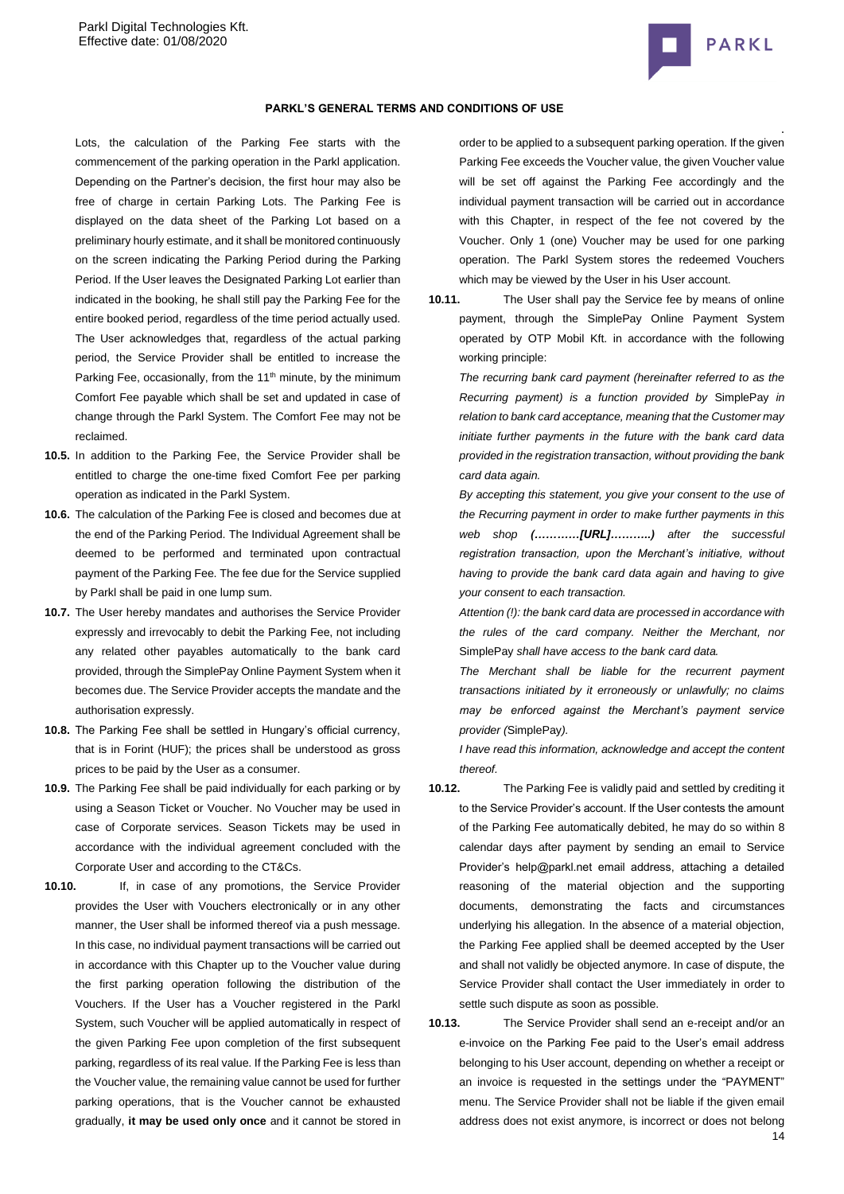Lots, the calculation of the Parking Fee starts with the commencement of the parking operation in the Parkl application. Depending on the Partner's decision, the first hour may also be free of charge in certain Parking Lots. The Parking Fee is displayed on the data sheet of the Parking Lot based on a preliminary hourly estimate, and it shall be monitored continuously on the screen indicating the Parking Period during the Parking Period. If the User leaves the Designated Parking Lot earlier than indicated in the booking, he shall still pay the Parking Fee for the entire booked period, regardless of the time period actually used. The User acknowledges that, regardless of the actual parking period, the Service Provider shall be entitled to increase the Parking Fee, occasionally, from the 11th minute, by the minimum Comfort Fee payable which shall be set and updated in case of change through the Parkl System. The Comfort Fee may not be reclaimed.

**10.5.** In addition to the Parking Fee, the Service Provider shall be entitled to charge the one-time fixed Comfort Fee per parking operation as indicated in the Parkl System.

**10.6.** The calculation of the Parking Fee is closed and becomes due at the end of the Parking Period. The Individual Agreement shall be deemed to be performed and terminated upon contractual payment of the Parking Fee. The fee due for the Service supplied by Parkl shall be paid in one lump sum.

**10.7.** The User hereby mandates and authorises the Service Provider expressly and irrevocably to debit the Parking Fee, not including any related other payables automatically to the bank card provided, through the SimplePay Online Payment System when it becomes due. The Service Provider accepts the mandate and the authorisation expressly.

**10.8.** The Parking Fee shall be settled in Hungary's official currency, that is in Forint (HUF); the prices shall be understood as gross prices to be paid by the User as a consumer.

**10.9.** The Parking Fee shall be paid individually for each parking or by using a Season Ticket or Voucher. No Voucher may be used in case of Corporate services. Season Tickets may be used in accordance with the individual agreement concluded with the Corporate User and according to the CT&Cs.

**10.10.** If, in case of any promotions, the Service Provider provides the User with Vouchers electronically or in any other manner, the User shall be informed thereof via a push message. In this case, no individual payment transactions will be carried out in accordance with this Chapter up to the Voucher value during the first parking operation following the distribution of the Vouchers. If the User has a Voucher registered in the Parkl System, such Voucher will be applied automatically in respect of the given Parking Fee upon completion of the first subsequent parking, regardless of its real value. If the Parking Fee is less than the Voucher value, the remaining value cannot be used for further parking operations, that is the Voucher cannot be exhausted gradually, **it may be used only once** and it cannot be stored in order to be applied to a subsequent parking operation. If the given Parking Fee exceeds the Voucher value, the given Voucher value will be set off against the Parking Fee accordingly and the individual payment transaction will be carried out in accordance with this Chapter, in respect of the fee not covered by the Voucher. Only 1 (one) Voucher may be used for one parking operation. The Parkl System stores the redeemed Vouchers which may be viewed by the User in his User account.

**10.11.** The User shall pay the Service fee by means of online payment, through the SimplePay Online Payment System operated by OTP Mobil Kft. in accordance with the following working principle:

*The recurring bank card payment (hereinafter referred to as the Recurring payment) is a function provided by* SimplePay *in relation to bank card acceptance, meaning that the Customer may initiate further payments in the future with the bank card data provided in the registration transaction, without providing the bank card data again.*

*By accepting this statement, you give your consent to the use of the Recurring payment in order to make further payments in this web shop* ***(…………[URL]………..)*** *after the successful registration transaction, upon the Merchant's initiative, without having to provide the bank card data again and having to give your consent to each transaction.*

*Attention (!): the bank card data are processed in accordance with the rules of the card company. Neither the Merchant, nor* SimplePay *shall have access to the bank card data.*

*The Merchant shall be liable for the recurrent payment transactions initiated by it erroneously or unlawfully; no claims may be enforced against the Merchant's payment service provider (*SimplePay*).*

*I have read this information, acknowledge and accept the content thereof.*

**10.12.** The Parking Fee is validly paid and settled by crediting it to the Service Provider's account. If the User contests the amount of the Parking Fee automatically debited, he may do so within 8 calendar days after payment by sending an email to Service Provider's help@parkl.net email address, attaching a detailed reasoning of the material objection and the supporting documents, demonstrating the facts and circumstances underlying his allegation. In the absence of a material objection, the Parking Fee applied shall be deemed accepted by the User and shall not validly be objected anymore. In case of dispute, the Service Provider shall contact the User immediately in order to settle such dispute as soon as possible.

**10.13.** The Service Provider shall send an e-receipt and/or an e-invoice on the Parking Fee paid to the User's email address belonging to his User account, depending on whether a receipt or an invoice is requested in the settings under the "PAYMENT" menu. The Service Provider shall not be liable if the given email address does not exist anymore, is incorrect or does not belong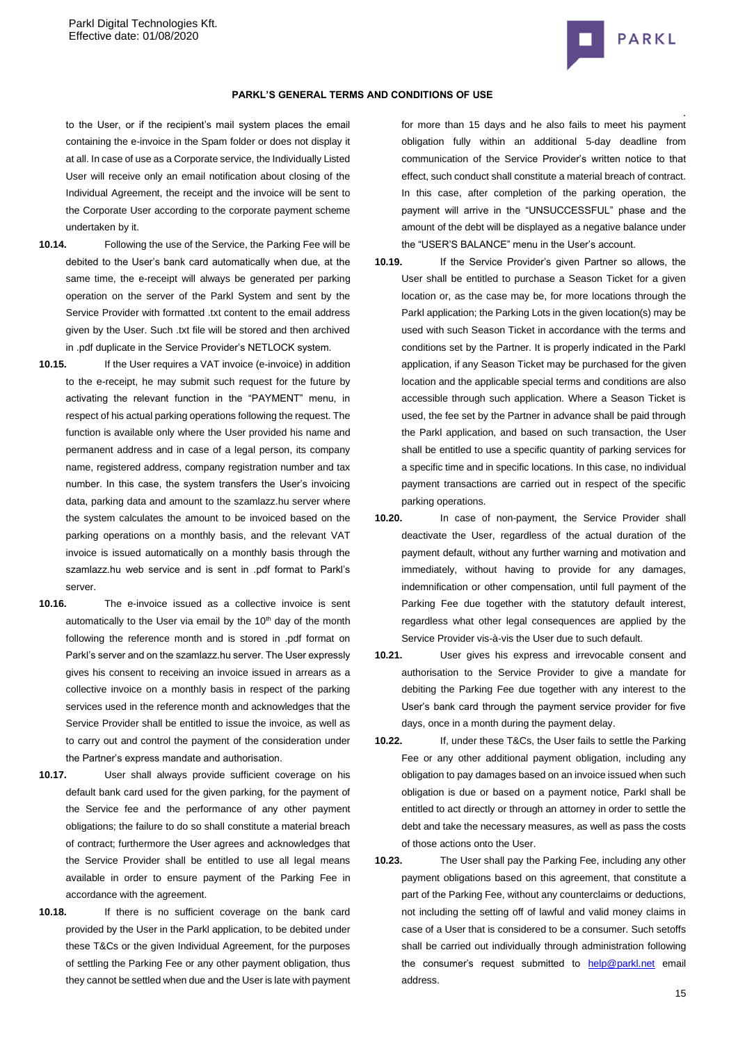to the User, or if the recipient's mail system places the email containing the e-invoice in the Spam folder or does not display it at all. In case of use as a Corporate service, the Individually Listed User will receive only an email notification about closing of the Individual Agreement, the receipt and the invoice will be sent to the Corporate User according to the corporate payment scheme undertaken by it.

**10.14.** Following the use of the Service, the Parking Fee will be debited to the User's bank card automatically when due, at the same time, the e-receipt will always be generated per parking operation on the server of the Parkl System and sent by the Service Provider with formatted .txt content to the email address given by the User. Such .txt file will be stored and then archived in .pdf duplicate in the Service Provider's NETLOCK system.

**10.15.** If the User requires a VAT invoice (e-invoice) in addition to the e-receipt, he may submit such request for the future by activating the relevant function in the "PAYMENT" menu, in respect of his actual parking operations following the request. The function is available only where the User provided his name and permanent address and in case of a legal person, its company name, registered address, company registration number and tax number. In this case, the system transfers the User's invoicing data, parking data and amount to the szamlazz.hu server where the system calculates the amount to be invoiced based on the parking operations on a monthly basis, and the relevant VAT invoice is issued automatically on a monthly basis through the szamlazz.hu web service and is sent in .pdf format to Parkl's server.

**10.16.** The e-invoice issued as a collective invoice is sent automatically to the User via email by the 10th day of the month following the reference month and is stored in .pdf format on Parkl's server and on the szamlazz.hu server. The User expressly gives his consent to receiving an invoice issued in arrears as a collective invoice on a monthly basis in respect of the parking services used in the reference month and acknowledges that the Service Provider shall be entitled to issue the invoice, as well as to carry out and control the payment of the consideration under the Partner's express mandate and authorisation.

**10.17.** User shall always provide sufficient coverage on his default bank card used for the given parking, for the payment of the Service fee and the performance of any other payment obligations; the failure to do so shall constitute a material breach of contract; furthermore the User agrees and acknowledges that the Service Provider shall be entitled to use all legal means available in order to ensure payment of the Parking Fee in accordance with the agreement.

**10.18.** If there is no sufficient coverage on the bank card provided by the User in the Parkl application, to be debited under these T&Cs or the given Individual Agreement, for the purposes of settling the Parking Fee or any other payment obligation, thus they cannot be settled when due and the User is late with payment for more than 15 days and he also fails to meet his payment obligation fully within an additional 5-day deadline from communication of the Service Provider's written notice to that effect, such conduct shall constitute a material breach of contract. In this case, after completion of the parking operation, the payment will arrive in the "UNSUCCESSFUL" phase and the amount of the debt will be displayed as a negative balance under the "USER'S BALANCE" menu in the User's account.

**10.19.** If the Service Provider's given Partner so allows, the User shall be entitled to purchase a Season Ticket for a given location or, as the case may be, for more locations through the Parkl application; the Parking Lots in the given location(s) may be used with such Season Ticket in accordance with the terms and conditions set by the Partner. It is properly indicated in the Parkl application, if any Season Ticket may be purchased for the given location and the applicable special terms and conditions are also accessible through such application. Where a Season Ticket is used, the fee set by the Partner in advance shall be paid through the Parkl application, and based on such transaction, the User shall be entitled to use a specific quantity of parking services for a specific time and in specific locations. In this case, no individual payment transactions are carried out in respect of the specific parking operations.

**10.20.** In case of non-payment, the Service Provider shall deactivate the User, regardless of the actual duration of the payment default, without any further warning and motivation and immediately, without having to provide for any damages, indemnification or other compensation, until full payment of the Parking Fee due together with the statutory default interest, regardless what other legal consequences are applied by the Service Provider vis-à-vis the User due to such default.

**10.21.** User gives his express and irrevocable consent and authorisation to the Service Provider to give a mandate for debiting the Parking Fee due together with any interest to the User's bank card through the payment service provider for five days, once in a month during the payment delay.

**10.22.** If, under these T&Cs, the User fails to settle the Parking Fee or any other additional payment obligation, including any obligation to pay damages based on an invoice issued when such obligation is due or based on a payment notice, Parkl shall be entitled to act directly or through an attorney in order to settle the debt and take the necessary measures, as well as pass the costs of those actions onto the User.

**10.23.** The User shall pay the Parking Fee, including any other payment obligations based on this agreement, that constitute a part of the Parking Fee, without any counterclaims or deductions, not including the setting off of lawful and valid money claims in case of a User that is considered to be a consumer. Such setoffs shall be carried out individually through administration following the consumer's request submitted to help@parkl.net email address.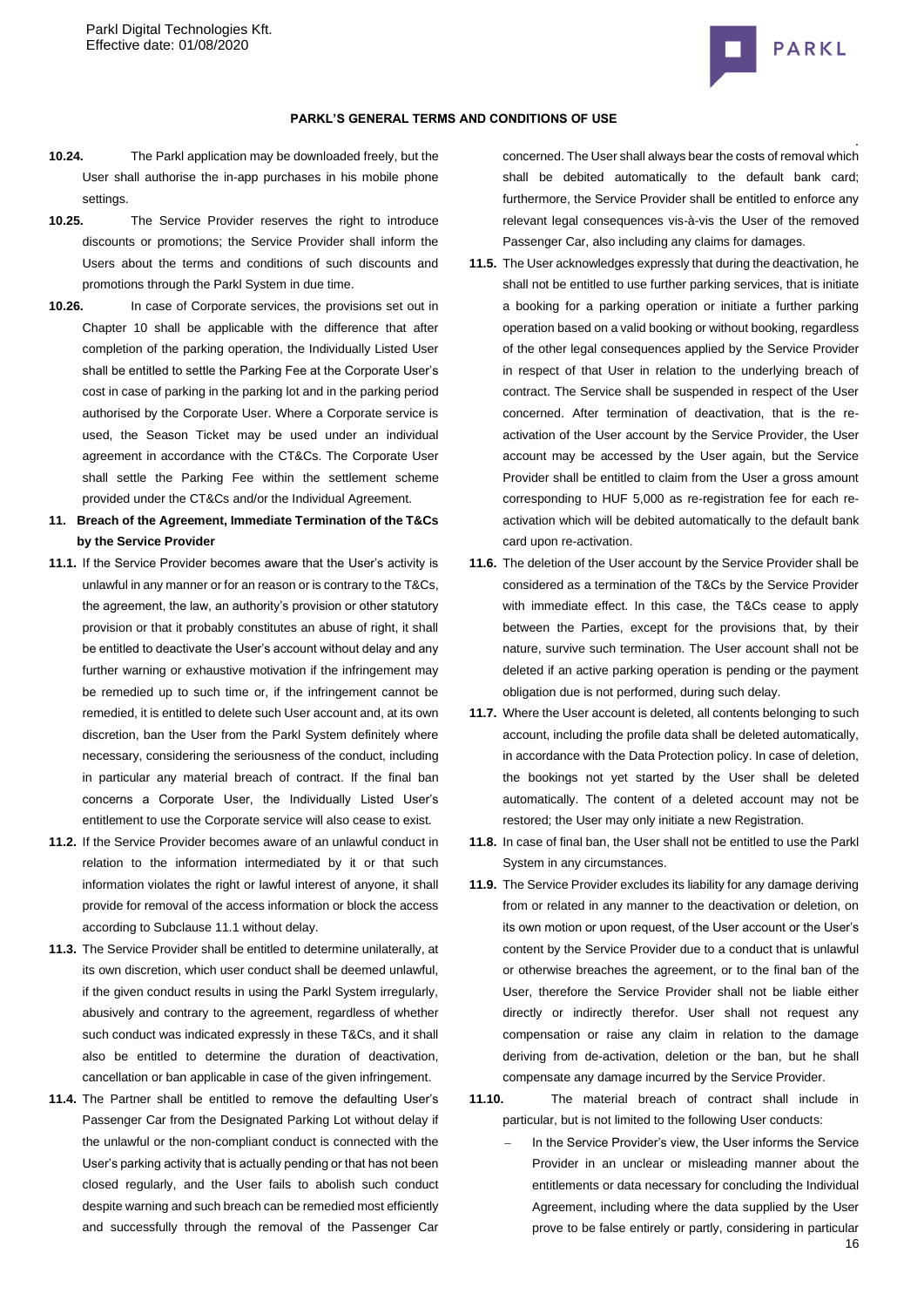**10.24.** The Parkl application may be downloaded freely, but the User shall authorise the in-app purchases in his mobile phone settings.

**10.25.** The Service Provider reserves the right to introduce discounts or promotions; the Service Provider shall inform the Users about the terms and conditions of such discounts and promotions through the Parkl System in due time.

**10.26.** In case of Corporate services, the provisions set out in Chapter 10 shall be applicable with the difference that after completion of the parking operation, the Individually Listed User shall be entitled to settle the Parking Fee at the Corporate User's cost in case of parking in the parking lot and in the parking period authorised by the Corporate User. Where a Corporate service is used, the Season Ticket may be used under an individual agreement in accordance with the CT&Cs. The Corporate User shall settle the Parking Fee within the settlement scheme provided under the CT&Cs and/or the Individual Agreement.

## 11. Breach of the Agreement, Immediate Termination of the T&Cs by the Service Provider

**11.1.** If the Service Provider becomes aware that the User's activity is unlawful in any manner or for an reason or is contrary to the T&Cs, the agreement, the law, an authority's provision or other statutory provision or that it probably constitutes an abuse of right, it shall be entitled to deactivate the User's account without delay and any further warning or exhaustive motivation if the infringement may be remedied up to such time or, if the infringement cannot be remedied, it is entitled to delete such User account and, at its own discretion, ban the User from the Parkl System definitely where necessary, considering the seriousness of the conduct, including in particular any material breach of contract. If the final ban concerns a Corporate User, the Individually Listed User's entitlement to use the Corporate service will also cease to exist.

**11.2.** If the Service Provider becomes aware of an unlawful conduct in relation to the information intermediated by it or that such information violates the right or lawful interest of anyone, it shall provide for removal of the access information or block the access according to Subclause 11.1 without delay.

**11.3.** The Service Provider shall be entitled to determine unilaterally, at its own discretion, which user conduct shall be deemed unlawful, if the given conduct results in using the Parkl System irregularly, abusively and contrary to the agreement, regardless of whether such conduct was indicated expressly in these T&Cs, and it shall also be entitled to determine the duration of deactivation, cancellation or ban applicable in case of the given infringement.

**11.4.** The Partner shall be entitled to remove the defaulting User's Passenger Car from the Designated Parking Lot without delay if the unlawful or the non-compliant conduct is connected with the User's parking activity that is actually pending or that has not been closed regularly, and the User fails to abolish such conduct despite warning and such breach can be remedied most efficiently and successfully through the removal of the Passenger Car concerned. The User shall always bear the costs of removal which shall be debited automatically to the default bank card; furthermore, the Service Provider shall be entitled to enforce any relevant legal consequences vis-à-vis the User of the removed Passenger Car, also including any claims for damages.

**11.5.** The User acknowledges expressly that during the deactivation, he shall not be entitled to use further parking services, that is initiate a booking for a parking operation or initiate a further parking operation based on a valid booking or without booking, regardless of the other legal consequences applied by the Service Provider in respect of that User in relation to the underlying breach of contract. The Service shall be suspended in respect of the User concerned. After termination of deactivation, that is the re-activation of the User account by the Service Provider, the User account may be accessed by the User again, but the Service Provider shall be entitled to claim from the User a gross amount corresponding to HUF 5,000 as re-registration fee for each re-activation which will be debited automatically to the default bank card upon re-activation.

**11.6.** The deletion of the User account by the Service Provider shall be considered as a termination of the T&Cs by the Service Provider with immediate effect. In this case, the T&Cs cease to apply between the Parties, except for the provisions that, by their nature, survive such termination. The User account shall not be deleted if an active parking operation is pending or the payment obligation due is not performed, during such delay.

**11.7.** Where the User account is deleted, all contents belonging to such account, including the profile data shall be deleted automatically, in accordance with the Data Protection policy. In case of deletion, the bookings not yet started by the User shall be deleted automatically. The content of a deleted account may not be restored; the User may only initiate a new Registration.

**11.8.** In case of final ban, the User shall not be entitled to use the Parkl System in any circumstances.

**11.9.** The Service Provider excludes its liability for any damage deriving from or related in any manner to the deactivation or deletion, on its own motion or upon request, of the User account or the User's content by the Service Provider due to a conduct that is unlawful or otherwise breaches the agreement, or to the final ban of the User, therefore the Service Provider shall not be liable either directly or indirectly therefor. User shall not request any compensation or raise any claim in relation to the damage deriving from de-activation, deletion or the ban, but he shall compensate any damage incurred by the Service Provider.

**11.10.** The material breach of contract shall include in particular, but is not limited to the following User conducts:

- In the Service Provider's view, the User informs the Service Provider in an unclear or misleading manner about the entitlements or data necessary for concluding the Individual Agreement, including where the data supplied by the User prove to be false entirely or partly, considering in particular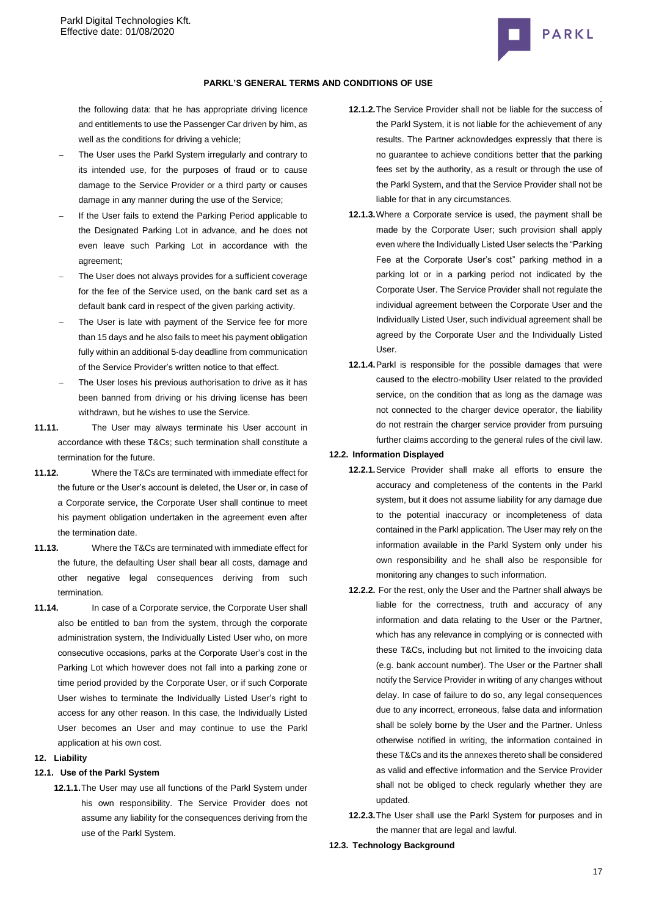the following data: that he has appropriate driving licence and entitlements to use the Passenger Car driven by him, as well as the conditions for driving a vehicle;

- The User uses the Parkl System irregularly and contrary to its intended use, for the purposes of fraud or to cause damage to the Service Provider or a third party or causes damage in any manner during the use of the Service;
- If the User fails to extend the Parking Period applicable to the Designated Parking Lot in advance, and he does not even leave such Parking Lot in accordance with the agreement;
- The User does not always provides for a sufficient coverage for the fee of the Service used, on the bank card set as a default bank card in respect of the given parking activity.
- The User is late with payment of the Service fee for more than 15 days and he also fails to meet his payment obligation fully within an additional 5-day deadline from communication of the Service Provider's written notice to that effect.
- The User loses his previous authorisation to drive as it has been banned from driving or his driving license has been withdrawn, but he wishes to use the Service.

**11.11.** The User may always terminate his User account in accordance with these T&Cs; such termination shall constitute a termination for the future.

**11.12.** Where the T&Cs are terminated with immediate effect for the future or the User's account is deleted, the User or, in case of a Corporate service, the Corporate User shall continue to meet his payment obligation undertaken in the agreement even after the termination date.

**11.13.** Where the T&Cs are terminated with immediate effect for the future, the defaulting User shall bear all costs, damage and other negative legal consequences deriving from such termination.

**11.14.** In case of a Corporate service, the Corporate User shall also be entitled to ban from the system, through the corporate administration system, the Individually Listed User who, on more consecutive occasions, parks at the Corporate User's cost in the Parking Lot which however does not fall into a parking zone or time period provided by the Corporate User, or if such Corporate User wishes to terminate the Individually Listed User's right to access for any other reason. In this case, the Individually Listed User becomes an User and may continue to use the Parkl application at his own cost.

**12. Liability**

**12.1. Use of the Parkl System**

**12.1.1.** The User may use all functions of the Parkl System under his own responsibility. The Service Provider does not assume any liability for the consequences deriving from the use of the Parkl System.

**12.1.2.** The Service Provider shall not be liable for the success of the Parkl System, it is not liable for the achievement of any results. The Partner acknowledges expressly that there is no guarantee to achieve conditions better that the parking fees set by the authority, as a result or through the use of the Parkl System, and that the Service Provider shall not be liable for that in any circumstances.

**12.1.3.** Where a Corporate service is used, the payment shall be made by the Corporate User; such provision shall apply even where the Individually Listed User selects the "Parking Fee at the Corporate User's cost" parking method in a parking lot or in a parking period not indicated by the Corporate User. The Service Provider shall not regulate the individual agreement between the Corporate User and the Individually Listed User, such individual agreement shall be agreed by the Corporate User and the Individually Listed User.

**12.1.4.** Parkl is responsible for the possible damages that were caused to the electro-mobility User related to the provided service, on the condition that as long as the damage was not connected to the charger device operator, the liability do not restrain the charger service provider from pursuing further claims according to the general rules of the civil law.

**12.2. Information Displayed**

**12.2.1.** Service Provider shall make all efforts to ensure the accuracy and completeness of the contents in the Parkl system, but it does not assume liability for any damage due to the potential inaccuracy or incompleteness of data contained in the Parkl application. The User may rely on the information available in the Parkl System only under his own responsibility and he shall also be responsible for monitoring any changes to such information.

**12.2.2.** For the rest, only the User and the Partner shall always be liable for the correctness, truth and accuracy of any information and data relating to the User or the Partner, which has any relevance in complying or is connected with these T&Cs, including but not limited to the invoicing data (e.g. bank account number). The User or the Partner shall notify the Service Provider in writing of any changes without delay. In case of failure to do so, any legal consequences due to any incorrect, erroneous, false data and information shall be solely borne by the User and the Partner. Unless otherwise notified in writing, the information contained in these T&Cs and its the annexes thereto shall be considered as valid and effective information and the Service Provider shall not be obliged to check regularly whether they are updated.

**12.2.3.** The User shall use the Parkl System for purposes and in the manner that are legal and lawful.

**12.3. Technology Background**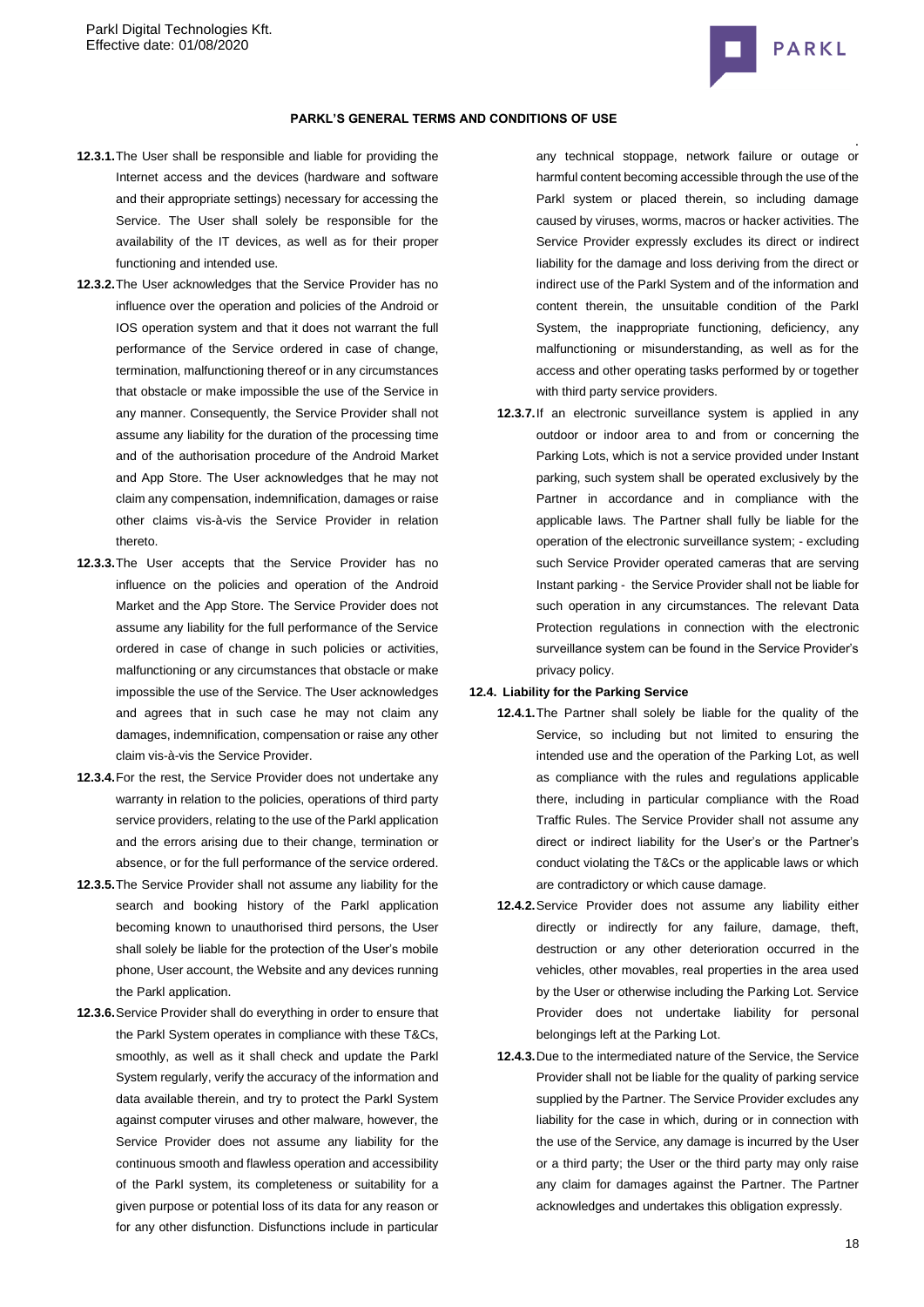**12.3.1.** The User shall be responsible and liable for providing the Internet access and the devices (hardware and software and their appropriate settings) necessary for accessing the Service. The User shall solely be responsible for the availability of the IT devices, as well as for their proper functioning and intended use.

**12.3.2.** The User acknowledges that the Service Provider has no influence over the operation and policies of the Android or IOS operation system and that it does not warrant the full performance of the Service ordered in case of change, termination, malfunctioning thereof or in any circumstances that obstacle or make impossible the use of the Service in any manner. Consequently, the Service Provider shall not assume any liability for the duration of the processing time and of the authorisation procedure of the Android Market and App Store. The User acknowledges that he may not claim any compensation, indemnification, damages or raise other claims vis-à-vis the Service Provider in relation thereto.

**12.3.3.** The User accepts that the Service Provider has no influence on the policies and operation of the Android Market and the App Store. The Service Provider does not assume any liability for the full performance of the Service ordered in case of change in such policies or activities, malfunctioning or any circumstances that obstacle or make impossible the use of the Service. The User acknowledges and agrees that in such case he may not claim any damages, indemnification, compensation or raise any other claim vis-à-vis the Service Provider.

**12.3.4.** For the rest, the Service Provider does not undertake any warranty in relation to the policies, operations of third party service providers, relating to the use of the Parkl application and the errors arising due to their change, termination or absence, or for the full performance of the service ordered.

**12.3.5.** The Service Provider shall not assume any liability for the search and booking history of the Parkl application becoming known to unauthorised third persons, the User shall solely be liable for the protection of the User's mobile phone, User account, the Website and any devices running the Parkl application.

**12.3.6.** Service Provider shall do everything in order to ensure that the Parkl System operates in compliance with these T&Cs, smoothly, as well as it shall check and update the Parkl System regularly, verify the accuracy of the information and data available therein, and try to protect the Parkl System against computer viruses and other malware, however, the Service Provider does not assume any liability for the continuous smooth and flawless operation and accessibility of the Parkl system, its completeness or suitability for a given purpose or potential loss of its data for any reason or for any other disfunction. Disfunctions include in particular any technical stoppage, network failure or outage or harmful content becoming accessible through the use of the Parkl system or placed therein, so including damage caused by viruses, worms, macros or hacker activities. The Service Provider expressly excludes its direct or indirect liability for the damage and loss deriving from the direct or indirect use of the Parkl System and of the information and content therein, the unsuitable condition of the Parkl System, the inappropriate functioning, deficiency, any malfunctioning or misunderstanding, as well as for the access and other operating tasks performed by or together with third party service providers.

**12.3.7.** If an electronic surveillance system is applied in any outdoor or indoor area to and from or concerning the Parking Lots, which is not a service provided under Instant parking, such system shall be operated exclusively by the Partner in accordance and in compliance with the applicable laws. The Partner shall fully be liable for the operation of the electronic surveillance system; - excluding such Service Provider operated cameras that are serving Instant parking - the Service Provider shall not be liable for such operation in any circumstances. The relevant Data Protection regulations in connection with the electronic surveillance system can be found in the Service Provider's privacy policy.

**12.4. Liability for the Parking Service**

**12.4.1.** The Partner shall solely be liable for the quality of the Service, so including but not limited to ensuring the intended use and the operation of the Parking Lot, as well as compliance with the rules and regulations applicable there, including in particular compliance with the Road Traffic Rules. The Service Provider shall not assume any direct or indirect liability for the User's or the Partner's conduct violating the T&Cs or the applicable laws or which are contradictory or which cause damage.

**12.4.2.** Service Provider does not assume any liability either directly or indirectly for any failure, damage, theft, destruction or any other deterioration occurred in the vehicles, other movables, real properties in the area used by the User or otherwise including the Parking Lot. Service Provider does not undertake liability for personal belongings left at the Parking Lot.

**12.4.3.** Due to the intermediated nature of the Service, the Service Provider shall not be liable for the quality of parking service supplied by the Partner. The Service Provider excludes any liability for the case in which, during or in connection with the use of the Service, any damage is incurred by the User or a third party; the User or the third party may only raise any claim for damages against the Partner. The Partner acknowledges and undertakes this obligation expressly.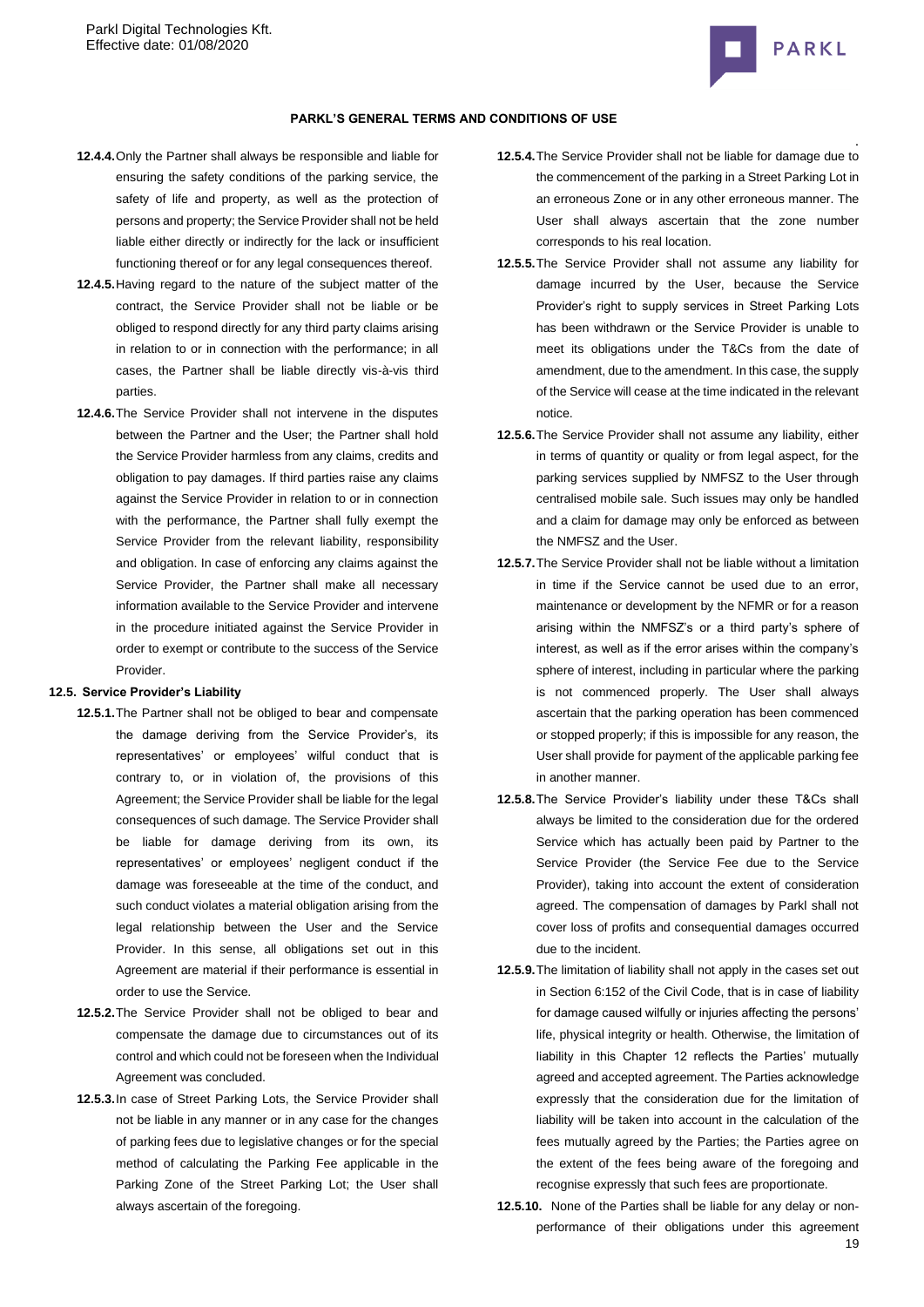**12.4.4.** Only the Partner shall always be responsible and liable for ensuring the safety conditions of the parking service, the safety of life and property, as well as the protection of persons and property; the Service Provider shall not be held liable either directly or indirectly for the lack or insufficient functioning thereof or for any legal consequences thereof.

**12.4.5.** Having regard to the nature of the subject matter of the contract, the Service Provider shall not be liable or be obliged to respond directly for any third party claims arising in relation to or in connection with the performance; in all cases, the Partner shall be liable directly vis-à-vis third parties.

**12.4.6.** The Service Provider shall not intervene in the disputes between the Partner and the User; the Partner shall hold the Service Provider harmless from any claims, credits and obligation to pay damages. If third parties raise any claims against the Service Provider in relation to or in connection with the performance, the Partner shall fully exempt the Service Provider from the relevant liability, responsibility and obligation. In case of enforcing any claims against the Service Provider, the Partner shall make all necessary information available to the Service Provider and intervene in the procedure initiated against the Service Provider in order to exempt or contribute to the success of the Service Provider.

**12.5. Service Provider's Liability**

**12.5.1.** The Partner shall not be obliged to bear and compensate the damage deriving from the Service Provider's, its representatives' or employees' wilful conduct that is contrary to, or in violation of, the provisions of this Agreement; the Service Provider shall be liable for the legal consequences of such damage. The Service Provider shall be liable for damage deriving from its own, its representatives' or employees' negligent conduct if the damage was foreseeable at the time of the conduct, and such conduct violates a material obligation arising from the legal relationship between the User and the Service Provider. In this sense, all obligations set out in this Agreement are material if their performance is essential in order to use the Service.

**12.5.2.** The Service Provider shall not be obliged to bear and compensate the damage due to circumstances out of its control and which could not be foreseen when the Individual Agreement was concluded.

**12.5.3.** In case of Street Parking Lots, the Service Provider shall not be liable in any manner or in any case for the changes of parking fees due to legislative changes or for the special method of calculating the Parking Fee applicable in the Parking Zone of the Street Parking Lot; the User shall always ascertain of the foregoing.

**12.5.4.** The Service Provider shall not be liable for damage due to the commencement of the parking in a Street Parking Lot in an erroneous Zone or in any other erroneous manner. The User shall always ascertain that the zone number corresponds to his real location.

**12.5.5.** The Service Provider shall not assume any liability for damage incurred by the User, because the Service Provider's right to supply services in Street Parking Lots has been withdrawn or the Service Provider is unable to meet its obligations under the T&Cs from the date of amendment, due to the amendment. In this case, the supply of the Service will cease at the time indicated in the relevant notice.

**12.5.6.** The Service Provider shall not assume any liability, either in terms of quantity or quality or from legal aspect, for the parking services supplied by NMFSZ to the User through centralised mobile sale. Such issues may only be handled and a claim for damage may only be enforced as between the NMFSZ and the User.

**12.5.7.** The Service Provider shall not be liable without a limitation in time if the Service cannot be used due to an error, maintenance or development by the NFMR or for a reason arising within the NMFSZ's or a third party's sphere of interest, as well as if the error arises within the company's sphere of interest, including in particular where the parking is not commenced properly. The User shall always ascertain that the parking operation has been commenced or stopped properly; if this is impossible for any reason, the User shall provide for payment of the applicable parking fee in another manner.

**12.5.8.** The Service Provider's liability under these T&Cs shall always be limited to the consideration due for the ordered Service which has actually been paid by Partner to the Service Provider (the Service Fee due to the Service Provider), taking into account the extent of consideration agreed. The compensation of damages by Parkl shall not cover loss of profits and consequential damages occurred due to the incident.

**12.5.9.** The limitation of liability shall not apply in the cases set out in Section 6:152 of the Civil Code, that is in case of liability for damage caused wilfully or injuries affecting the persons' life, physical integrity or health. Otherwise, the limitation of liability in this Chapter 12 reflects the Parties' mutually agreed and accepted agreement. The Parties acknowledge expressly that the consideration due for the limitation of liability will be taken into account in the calculation of the fees mutually agreed by the Parties; the Parties agree on the extent of the fees being aware of the foregoing and recognise expressly that such fees are proportionate.

**12.5.10.** None of the Parties shall be liable for any delay or non-performance of their obligations under this agreement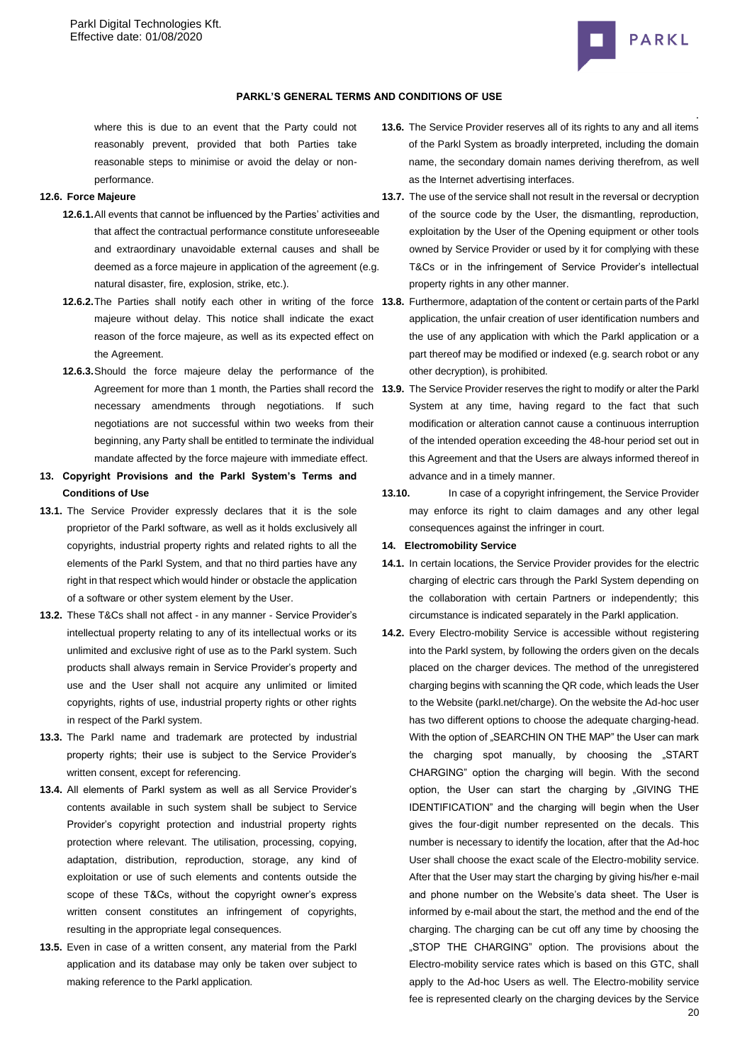where this is due to an event that the Party could not reasonably prevent, provided that both Parties take reasonable steps to minimise or avoid the delay or non-performance.

**12.6. Force Majeure**

**12.6.1.** All events that cannot be influenced by the Parties' activities and that affect the contractual performance constitute unforeseeable and extraordinary unavoidable external causes and shall be deemed as a force majeure in application of the agreement (e.g. natural disaster, fire, explosion, strike, etc.).

**12.6.2.** The Parties shall notify each other in writing of the force majeure without delay. This notice shall indicate the exact reason of the force majeure, as well as its expected effect on the Agreement.

**12.6.3.** Should the force majeure delay the performance of the Agreement for more than 1 month, the Parties shall record the necessary amendments through negotiations. If such negotiations are not successful within two weeks from their beginning, any Party shall be entitled to terminate the individual mandate affected by the force majeure with immediate effect.

## 13. Copyright Provisions and the Parkl System's Terms and Conditions of Use

**13.1.** The Service Provider expressly declares that it is the sole proprietor of the Parkl software, as well as it holds exclusively all copyrights, industrial property rights and related rights to all the elements of the Parkl System, and that no third parties have any right in that respect which would hinder or obstacle the application of a software or other system element by the User.

**13.2.** These T&Cs shall not affect - in any manner - Service Provider's intellectual property relating to any of its intellectual works or its unlimited and exclusive right of use as to the Parkl system. Such products shall always remain in Service Provider's property and use and the User shall not acquire any unlimited or limited copyrights, rights of use, industrial property rights or other rights in respect of the Parkl system.

**13.3.** The Parkl name and trademark are protected by industrial property rights; their use is subject to the Service Provider's written consent, except for referencing.

**13.4.** All elements of Parkl system as well as all Service Provider's contents available in such system shall be subject to Service Provider's copyright protection and industrial property rights protection where relevant. The utilisation, processing, copying, adaptation, distribution, reproduction, storage, any kind of exploitation or use of such elements and contents outside the scope of these T&Cs, without the copyright owner's express written consent constitutes an infringement of copyrights, resulting in the appropriate legal consequences.

**13.5.** Even in case of a written consent, any material from the Parkl application and its database may only be taken over subject to making reference to the Parkl application.

**13.6.** The Service Provider reserves all of its rights to any and all items of the Parkl System as broadly interpreted, including the domain name, the secondary domain names deriving therefrom, as well as the Internet advertising interfaces.

**13.7.** The use of the service shall not result in the reversal or decryption of the source code by the User, the dismantling, reproduction, exploitation by the User of the Opening equipment or other tools owned by Service Provider or used by it for complying with these T&Cs or in the infringement of Service Provider's intellectual property rights in any other manner.

**13.8.** Furthermore, adaptation of the content or certain parts of the Parkl application, the unfair creation of user identification numbers and the use of any application with which the Parkl application or a part thereof may be modified or indexed (e.g. search robot or any other decryption), is prohibited.

**13.9.** The Service Provider reserves the right to modify or alter the Parkl System at any time, having regard to the fact that such modification or alteration cannot cause a continuous interruption of the intended operation exceeding the 48-hour period set out in this Agreement and that the Users are always informed thereof in advance and in a timely manner.

**13.10.** In case of a copyright infringement, the Service Provider may enforce its right to claim damages and any other legal consequences against the infringer in court.

## 14. Electromobility Service

**14.1.** In certain locations, the Service Provider provides for the electric charging of electric cars through the Parkl System depending on the collaboration with certain Partners or independently; this circumstance is indicated separately in the Parkl application.

**14.2.** Every Electro-mobility Service is accessible without registering into the Parkl system, by following the orders given on the decals placed on the charger devices. The method of the unregistered charging begins with scanning the QR code, which leads the User to the Website (parkl.net/charge). On the website the Ad-hoc user has two different options to choose the adequate charging-head. With the option of „SEARCHIN ON THE MAP" the User can mark the charging spot manually, by choosing the „START CHARGING" option the charging will begin. With the second option, the User can start the charging by „GIVING THE IDENTIFICATION" and the charging will begin when the User gives the four-digit number represented on the decals. This number is necessary to identify the location, after that the Ad-hoc User shall choose the exact scale of the Electro-mobility service. After that the User may start the charging by giving his/her e-mail and phone number on the Website's data sheet. The User is informed by e-mail about the start, the method and the end of the charging. The charging can be cut off any time by choosing the „STOP THE CHARGING" option. The provisions about the Electro-mobility service rates which is based on this GTC, shall apply to the Ad-hoc Users as well. The Electro-mobility service fee is represented clearly on the charging devices by the Service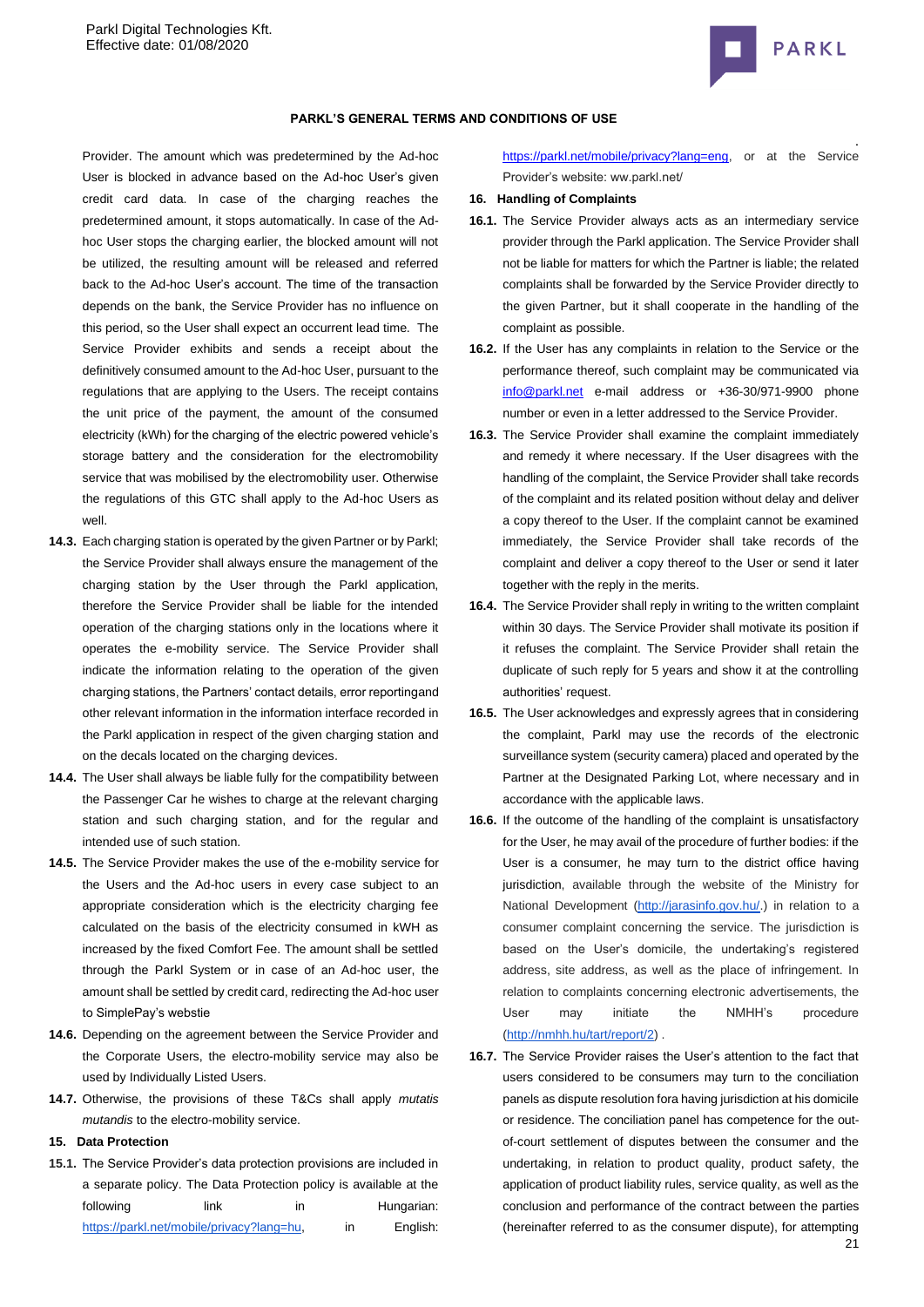Provider. The amount which was predetermined by the Ad-hoc User is blocked in advance based on the Ad-hoc User's given credit card data. In case of the charging reaches the predetermined amount, it stops automatically. In case of the Ad-hoc User stops the charging earlier, the blocked amount will not be utilized, the resulting amount will be released and referred back to the Ad-hoc User's account. The time of the transaction depends on the bank, the Service Provider has no influence on this period, so the User shall expect an occurrent lead time. The Service Provider exhibits and sends a receipt about the definitively consumed amount to the Ad-hoc User, pursuant to the regulations that are applying to the Users. The receipt contains the unit price of the payment, the amount of the consumed electricity (kWh) for the charging of the electric powered vehicle's storage battery and the consideration for the electromobility service that was mobilised by the electromobility user. Otherwise the regulations of this GTC shall apply to the Ad-hoc Users as well.

**14.3.** Each charging station is operated by the given Partner or by Parkl; the Service Provider shall always ensure the management of the charging station by the User through the Parkl application, therefore the Service Provider shall be liable for the intended operation of the charging stations only in the locations where it operates the e-mobility service. The Service Provider shall indicate the information relating to the operation of the given charging stations, the Partners' contact details, error reportingand other relevant information in the information interface recorded in the Parkl application in respect of the given charging station and on the decals located on the charging devices.

**14.4.** The User shall always be liable fully for the compatibility between the Passenger Car he wishes to charge at the relevant charging station and such charging station, and for the regular and intended use of such station.

**14.5.** The Service Provider makes the use of the e-mobility service for the Users and the Ad-hoc users in every case subject to an appropriate consideration which is the electricity charging fee calculated on the basis of the electricity consumed in kWH as increased by the fixed Comfort Fee. The amount shall be settled through the Parkl System or in case of an Ad-hoc user, the amount shall be settled by credit card, redirecting the Ad-hoc user to SimplePay's webstie

**14.6.** Depending on the agreement between the Service Provider and the Corporate Users, the electro-mobility service may also be used by Individually Listed Users.

**14.7.** Otherwise, the provisions of these T&Cs shall apply *mutatis mutandis* to the electro-mobility service.

**15. Data Protection**

**15.1.** The Service Provider's data protection provisions are included in a separate policy. The Data Protection policy is available at the following link in Hungarian: https://parkl.net/mobile/privacy?lang=hu, in English: https://parkl.net/mobile/privacy?lang=eng, or at the Service Provider's website: ww.parkl.net/

**16. Handling of Complaints**

**16.1.** The Service Provider always acts as an intermediary service provider through the Parkl application. The Service Provider shall not be liable for matters for which the Partner is liable; the related complaints shall be forwarded by the Service Provider directly to the given Partner, but it shall cooperate in the handling of the complaint as possible.

**16.2.** If the User has any complaints in relation to the Service or the performance thereof, such complaint may be communicated via info@parkl.net e-mail address or +36-30/971-9900 phone number or even in a letter addressed to the Service Provider.

**16.3.** The Service Provider shall examine the complaint immediately and remedy it where necessary. If the User disagrees with the handling of the complaint, the Service Provider shall take records of the complaint and its related position without delay and deliver a copy thereof to the User. If the complaint cannot be examined immediately, the Service Provider shall take records of the complaint and deliver a copy thereof to the User or send it later together with the reply in the merits.

**16.4.** The Service Provider shall reply in writing to the written complaint within 30 days. The Service Provider shall motivate its position if it refuses the complaint. The Service Provider shall retain the duplicate of such reply for 5 years and show it at the controlling authorities' request.

**16.5.** The User acknowledges and expressly agrees that in considering the complaint, Parkl may use the records of the electronic surveillance system (security camera) placed and operated by the Partner at the Designated Parking Lot, where necessary and in accordance with the applicable laws.

**16.6.** If the outcome of the handling of the complaint is unsatisfactory for the User, he may avail of the procedure of further bodies: if the User is a consumer, he may turn to the district office having jurisdiction, available through the website of the Ministry for National Development (http://jarasinfo.gov.hu/.) in relation to a consumer complaint concerning the service. The jurisdiction is based on the User's domicile, the undertaking's registered address, site address, as well as the place of infringement. In relation to complaints concerning electronic advertisements, the User may initiate the NMHH's procedure (http://nmhh.hu/tart/report/2) .

**16.7.** The Service Provider raises the User's attention to the fact that users considered to be consumers may turn to the conciliation panels as dispute resolution fora having jurisdiction at his domicile or residence. The conciliation panel has competence for the out-of-court settlement of disputes between the consumer and the undertaking, in relation to product quality, product safety, the application of product liability rules, service quality, as well as the conclusion and performance of the contract between the parties (hereinafter referred to as the consumer dispute), for attempting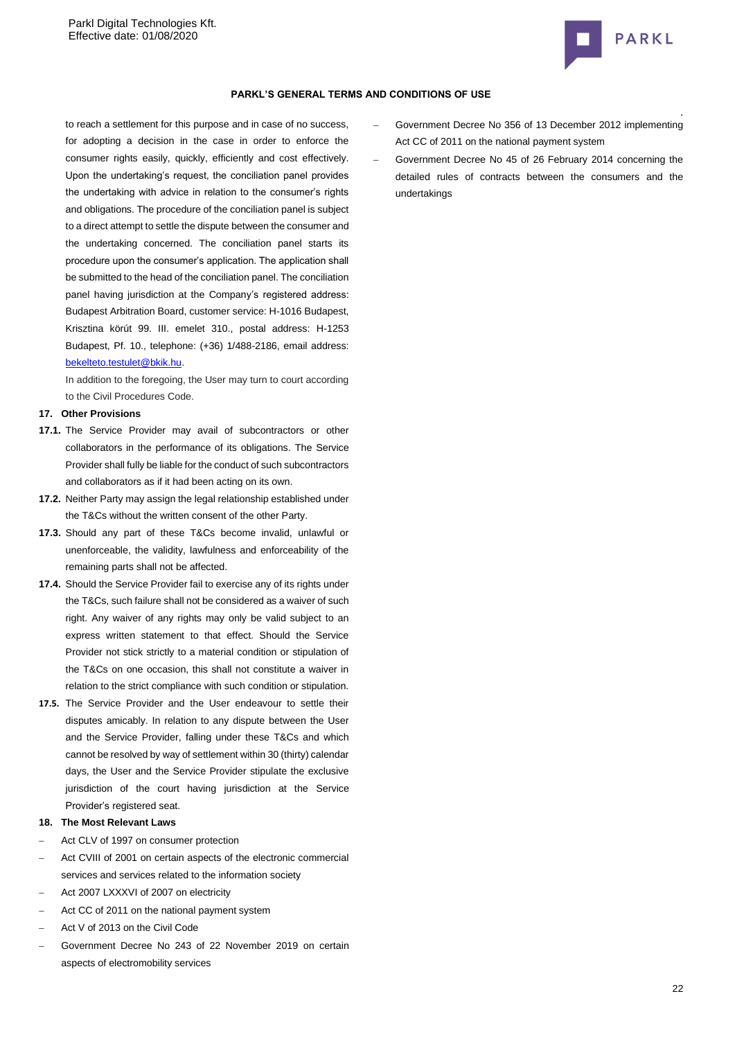to reach a settlement for this purpose and in case of no success, for adopting a decision in the case in order to enforce the consumer rights easily, quickly, efficiently and cost effectively. Upon the undertaking's request, the conciliation panel provides the undertaking with advice in relation to the consumer's rights and obligations. The procedure of the conciliation panel is subject to a direct attempt to settle the dispute between the consumer and the undertaking concerned. The conciliation panel starts its procedure upon the consumer's application. The application shall be submitted to the head of the conciliation panel. The conciliation panel having jurisdiction at the Company's registered address: Budapest Arbitration Board, customer service: H-1016 Budapest, Krisztina körút 99. III. emelet 310., postal address: H-1253 Budapest, Pf. 10., telephone: (+36) 1/488-2186, email address: bekelteto.testulet@bkik.hu.

In addition to the foregoing, the User may turn to court according to the Civil Procedures Code.

**17. Other Provisions**

**17.1.** The Service Provider may avail of subcontractors or other collaborators in the performance of its obligations. The Service Provider shall fully be liable for the conduct of such subcontractors and collaborators as if it had been acting on its own.

**17.2.** Neither Party may assign the legal relationship established under the T&Cs without the written consent of the other Party.

**17.3.** Should any part of these T&Cs become invalid, unlawful or unenforceable, the validity, lawfulness and enforceability of the remaining parts shall not be affected.

**17.4.** Should the Service Provider fail to exercise any of its rights under the T&Cs, such failure shall not be considered as a waiver of such right. Any waiver of any rights may only be valid subject to an express written statement to that effect. Should the Service Provider not stick strictly to a material condition or stipulation of the T&Cs on one occasion, this shall not constitute a waiver in relation to the strict compliance with such condition or stipulation.

**17.5.** The Service Provider and the User endeavour to settle their disputes amicably. In relation to any dispute between the User and the Service Provider, falling under these T&Cs and which cannot be resolved by way of settlement within 30 (thirty) calendar days, the User and the Service Provider stipulate the exclusive jurisdiction of the court having jurisdiction at the Service Provider's registered seat.

**18. The Most Relevant Laws**

- Act CLV of 1997 on consumer protection
- Act CVIII of 2001 on certain aspects of the electronic commercial services and services related to the information society
- Act 2007 LXXXVI of 2007 on electricity
- Act CC of 2011 on the national payment system
- Act V of 2013 on the Civil Code
- Government Decree No 243 of 22 November 2019 on certain aspects of electromobility services
- Government Decree No 356 of 13 December 2012 implementing Act CC of 2011 on the national payment system
- Government Decree No 45 of 26 February 2014 concerning the detailed rules of contracts between the consumers and the undertakings